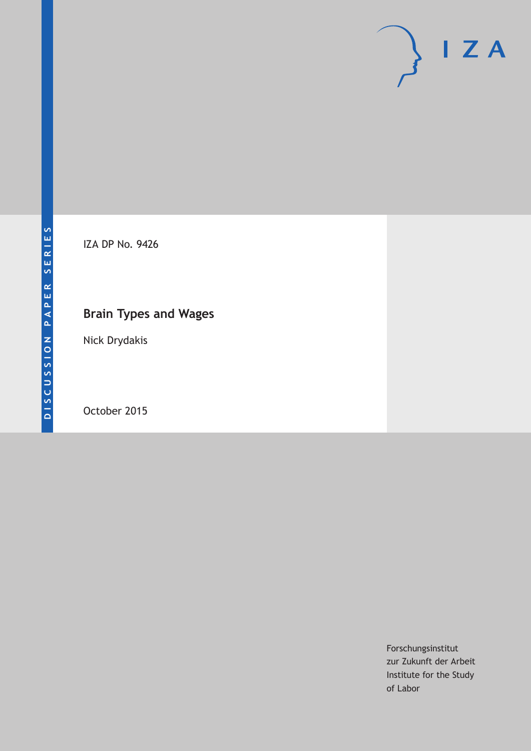DISCUSSION PAPER SERIES

IZA DP No. 9426

# Brain Types and Wages

Nick Drydakis

October 2015

Forschungsinstitut
zur Zukunft der Arbeit
Institute for the Study
of Labor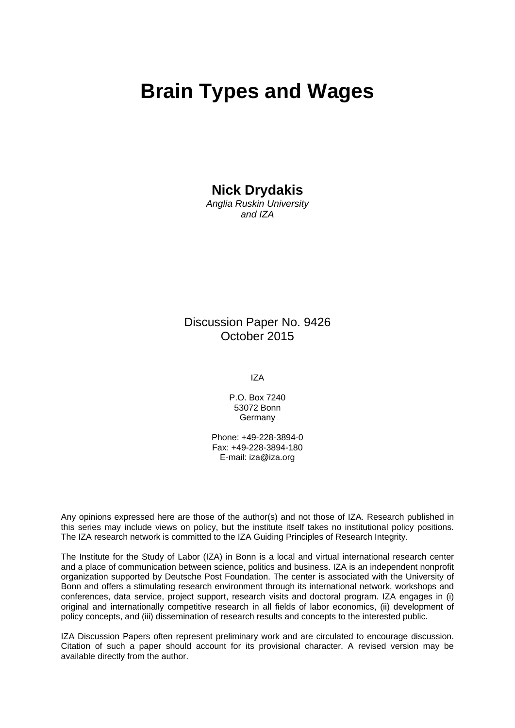# Brain Types and Wages

**Nick Drydakis**
*Anglia Ruskin University and IZA*

Discussion Paper No. 9426
October 2015

IZA

P.O. Box 7240
53072 Bonn
Germany

Phone: +49-228-3894-0
Fax: +49-228-3894-180
E-mail: iza@iza.org

Any opinions expressed here are those of the author(s) and not those of IZA. Research published in this series may include views on policy, but the institute itself takes no institutional policy positions. The IZA research network is committed to the IZA Guiding Principles of Research Integrity.

The Institute for the Study of Labor (IZA) in Bonn is a local and virtual international research center and a place of communication between science, politics and business. IZA is an independent nonprofit organization supported by Deutsche Post Foundation. The center is associated with the University of Bonn and offers a stimulating research environment through its international network, workshops and conferences, data service, project support, research visits and doctoral program. IZA engages in (i) original and internationally competitive research in all fields of labor economics, (ii) development of policy concepts, and (iii) dissemination of research results and concepts to the interested public.

IZA Discussion Papers often represent preliminary work and are circulated to encourage discussion. Citation of such a paper should account for its provisional character. A revised version may be available directly from the author.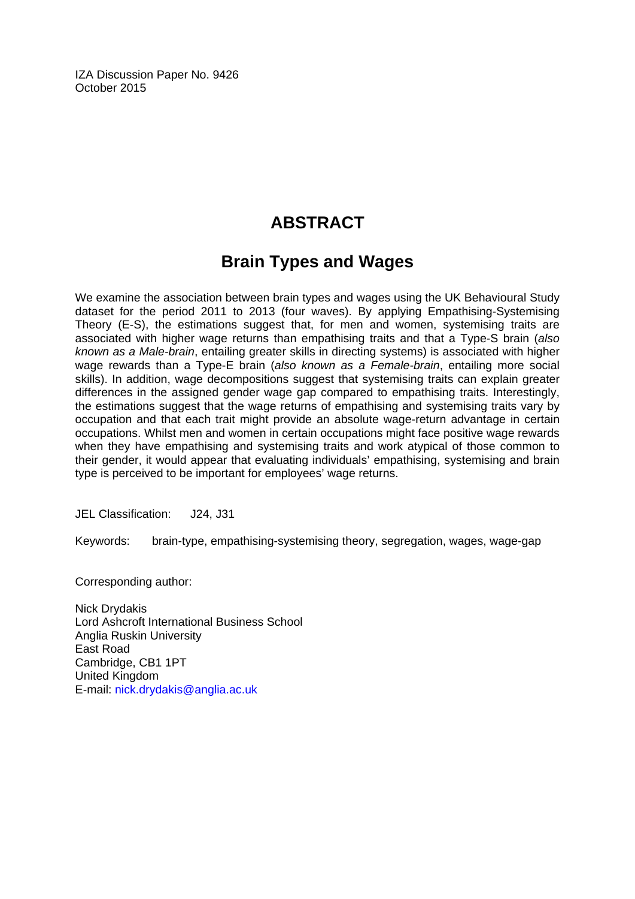IZA Discussion Paper No. 9426
October 2015

# ABSTRACT

## Brain Types and Wages

We examine the association between brain types and wages using the UK Behavioural Study dataset for the period 2011 to 2013 (four waves). By applying Empathising-Systemising Theory (E-S), the estimations suggest that, for men and women, systemising traits are associated with higher wage returns than empathising traits and that a Type-S brain (*also known as a Male-brain*, entailing greater skills in directing systems) is associated with higher wage rewards than a Type-E brain (*also known as a Female-brain*, entailing more social skills). In addition, wage decompositions suggest that systemising traits can explain greater differences in the assigned gender wage gap compared to empathising traits. Interestingly, the estimations suggest that the wage returns of empathising and systemising traits vary by occupation and that each trait might provide an absolute wage-return advantage in certain occupations. Whilst men and women in certain occupations might face positive wage rewards when they have empathising and systemising traits and work atypical of those common to their gender, it would appear that evaluating individuals' empathising, systemising and brain type is perceived to be important for employees' wage returns.

JEL Classification: J24, J31

Keywords: brain-type, empathising-systemising theory, segregation, wages, wage-gap

Corresponding author:

Nick Drydakis
Lord Ashcroft International Business School
Anglia Ruskin University
East Road
Cambridge, CB1 1PT
United Kingdom
E-mail: nick.drydakis@anglia.ac.uk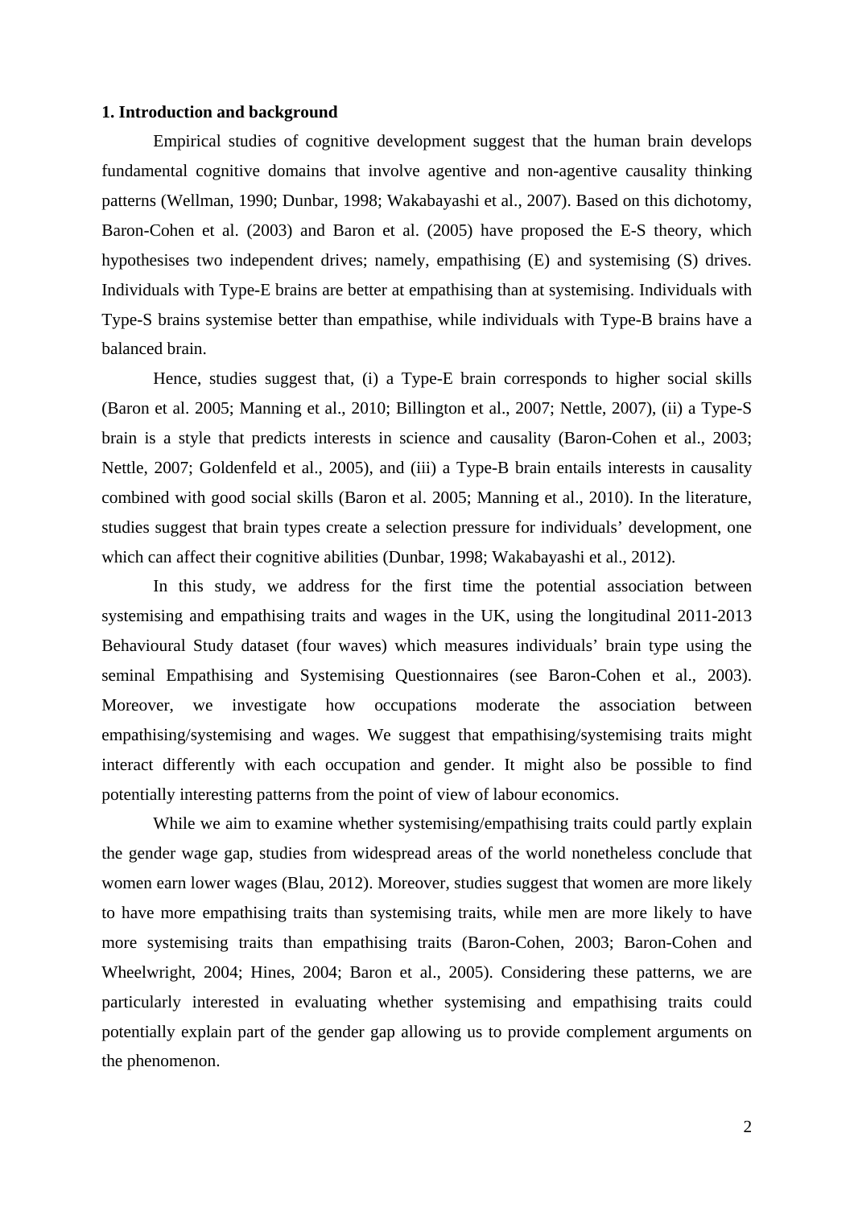## 1. Introduction and background

Empirical studies of cognitive development suggest that the human brain develops fundamental cognitive domains that involve agentive and non-agentive causality thinking patterns (Wellman, 1990; Dunbar, 1998; Wakabayashi et al., 2007). Based on this dichotomy, Baron-Cohen et al. (2003) and Baron et al. (2005) have proposed the E-S theory, which hypothesises two independent drives; namely, empathising (E) and systemising (S) drives. Individuals with Type-E brains are better at empathising than at systemising. Individuals with Type-S brains systemise better than empathise, while individuals with Type-B brains have a balanced brain.

Hence, studies suggest that, (i) a Type-E brain corresponds to higher social skills (Baron et al. 2005; Manning et al., 2010; Billington et al., 2007; Nettle, 2007), (ii) a Type-S brain is a style that predicts interests in science and causality (Baron-Cohen et al., 2003; Nettle, 2007; Goldenfeld et al., 2005), and (iii) a Type-B brain entails interests in causality combined with good social skills (Baron et al. 2005; Manning et al., 2010). In the literature, studies suggest that brain types create a selection pressure for individuals' development, one which can affect their cognitive abilities (Dunbar, 1998; Wakabayashi et al., 2012).

In this study, we address for the first time the potential association between systemising and empathising traits and wages in the UK, using the longitudinal 2011-2013 Behavioural Study dataset (four waves) which measures individuals' brain type using the seminal Empathising and Systemising Questionnaires (see Baron-Cohen et al., 2003). Moreover, we investigate how occupations moderate the association between empathising/systemising and wages. We suggest that empathising/systemising traits might interact differently with each occupation and gender. It might also be possible to find potentially interesting patterns from the point of view of labour economics.

While we aim to examine whether systemising/empathising traits could partly explain the gender wage gap, studies from widespread areas of the world nonetheless conclude that women earn lower wages (Blau, 2012). Moreover, studies suggest that women are more likely to have more empathising traits than systemising traits, while men are more likely to have more systemising traits than empathising traits (Baron-Cohen, 2003; Baron-Cohen and Wheelwright, 2004; Hines, 2004; Baron et al., 2005). Considering these patterns, we are particularly interested in evaluating whether systemising and empathising traits could potentially explain part of the gender gap allowing us to provide complement arguments on the phenomenon.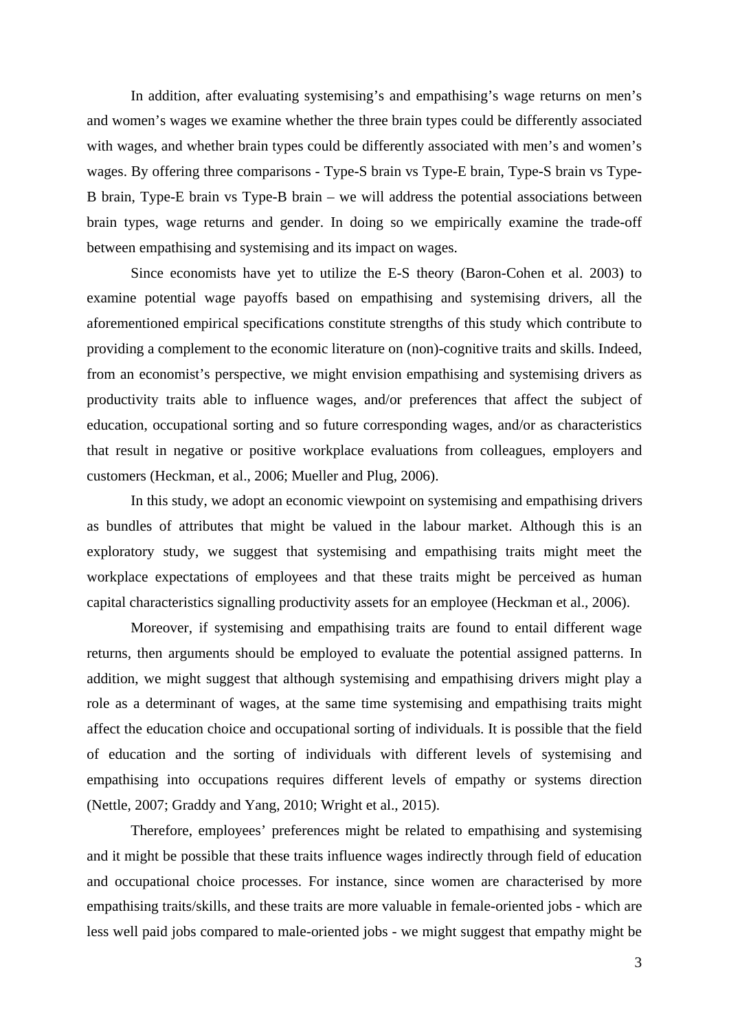In addition, after evaluating systemising's and empathising's wage returns on men's and women's wages we examine whether the three brain types could be differently associated with wages, and whether brain types could be differently associated with men's and women's wages. By offering three comparisons - Type-S brain vs Type-E brain, Type-S brain vs Type-B brain, Type-E brain vs Type-B brain – we will address the potential associations between brain types, wage returns and gender. In doing so we empirically examine the trade-off between empathising and systemising and its impact on wages.

Since economists have yet to utilize the E-S theory (Baron-Cohen et al. 2003) to examine potential wage payoffs based on empathising and systemising drivers, all the aforementioned empirical specifications constitute strengths of this study which contribute to providing a complement to the economic literature on (non)-cognitive traits and skills. Indeed, from an economist's perspective, we might envision empathising and systemising drivers as productivity traits able to influence wages, and/or preferences that affect the subject of education, occupational sorting and so future corresponding wages, and/or as characteristics that result in negative or positive workplace evaluations from colleagues, employers and customers (Heckman, et al., 2006; Mueller and Plug, 2006).

In this study, we adopt an economic viewpoint on systemising and empathising drivers as bundles of attributes that might be valued in the labour market. Although this is an exploratory study, we suggest that systemising and empathising traits might meet the workplace expectations of employees and that these traits might be perceived as human capital characteristics signalling productivity assets for an employee (Heckman et al., 2006).

Moreover, if systemising and empathising traits are found to entail different wage returns, then arguments should be employed to evaluate the potential assigned patterns. In addition, we might suggest that although systemising and empathising drivers might play a role as a determinant of wages, at the same time systemising and empathising traits might affect the education choice and occupational sorting of individuals. It is possible that the field of education and the sorting of individuals with different levels of systemising and empathising into occupations requires different levels of empathy or systems direction (Nettle, 2007; Graddy and Yang, 2010; Wright et al., 2015).

Therefore, employees' preferences might be related to empathising and systemising and it might be possible that these traits influence wages indirectly through field of education and occupational choice processes. For instance, since women are characterised by more empathising traits/skills, and these traits are more valuable in female-oriented jobs - which are less well paid jobs compared to male-oriented jobs - we might suggest that empathy might be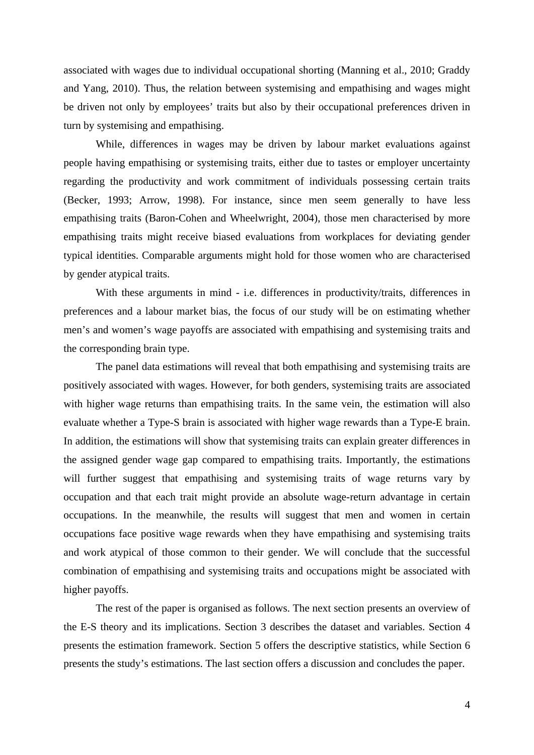associated with wages due to individual occupational shorting (Manning et al., 2010; Graddy and Yang, 2010). Thus, the relation between systemising and empathising and wages might be driven not only by employees' traits but also by their occupational preferences driven in turn by systemising and empathising.

While, differences in wages may be driven by labour market evaluations against people having empathising or systemising traits, either due to tastes or employer uncertainty regarding the productivity and work commitment of individuals possessing certain traits (Becker, 1993; Arrow, 1998). For instance, since men seem generally to have less empathising traits (Baron-Cohen and Wheelwright, 2004), those men characterised by more empathising traits might receive biased evaluations from workplaces for deviating gender typical identities. Comparable arguments might hold for those women who are characterised by gender atypical traits.

With these arguments in mind - i.e. differences in productivity/traits, differences in preferences and a labour market bias, the focus of our study will be on estimating whether men's and women's wage payoffs are associated with empathising and systemising traits and the corresponding brain type.

The panel data estimations will reveal that both empathising and systemising traits are positively associated with wages. However, for both genders, systemising traits are associated with higher wage returns than empathising traits. In the same vein, the estimation will also evaluate whether a Type-S brain is associated with higher wage rewards than a Type-E brain. In addition, the estimations will show that systemising traits can explain greater differences in the assigned gender wage gap compared to empathising traits. Importantly, the estimations will further suggest that empathising and systemising traits of wage returns vary by occupation and that each trait might provide an absolute wage-return advantage in certain occupations. In the meanwhile, the results will suggest that men and women in certain occupations face positive wage rewards when they have empathising and systemising traits and work atypical of those common to their gender. We will conclude that the successful combination of empathising and systemising traits and occupations might be associated with higher payoffs.

The rest of the paper is organised as follows. The next section presents an overview of the E-S theory and its implications. Section 3 describes the dataset and variables. Section 4 presents the estimation framework. Section 5 offers the descriptive statistics, while Section 6 presents the study's estimations. The last section offers a discussion and concludes the paper.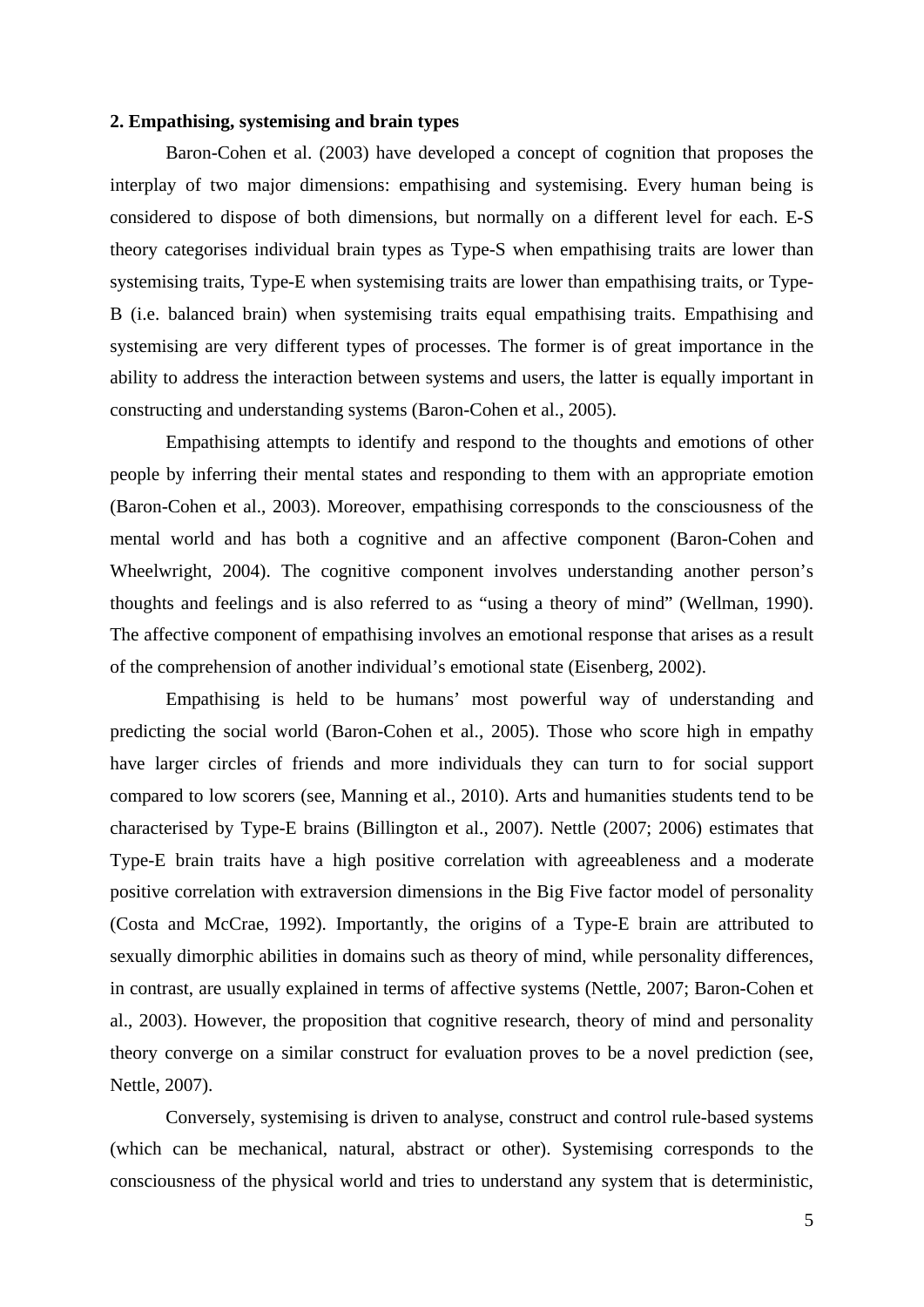## 2. Empathising, systemising and brain types

Baron-Cohen et al. (2003) have developed a concept of cognition that proposes the interplay of two major dimensions: empathising and systemising. Every human being is considered to dispose of both dimensions, but normally on a different level for each. E-S theory categorises individual brain types as Type-S when empathising traits are lower than systemising traits, Type-E when systemising traits are lower than empathising traits, or Type-B (i.e. balanced brain) when systemising traits equal empathising traits. Empathising and systemising are very different types of processes. The former is of great importance in the ability to address the interaction between systems and users, the latter is equally important in constructing and understanding systems (Baron-Cohen et al., 2005).

Empathising attempts to identify and respond to the thoughts and emotions of other people by inferring their mental states and responding to them with an appropriate emotion (Baron-Cohen et al., 2003). Moreover, empathising corresponds to the consciousness of the mental world and has both a cognitive and an affective component (Baron-Cohen and Wheelwright, 2004). The cognitive component involves understanding another person's thoughts and feelings and is also referred to as "using a theory of mind" (Wellman, 1990). The affective component of empathising involves an emotional response that arises as a result of the comprehension of another individual's emotional state (Eisenberg, 2002).

Empathising is held to be humans' most powerful way of understanding and predicting the social world (Baron-Cohen et al., 2005). Those who score high in empathy have larger circles of friends and more individuals they can turn to for social support compared to low scorers (see, Manning et al., 2010). Arts and humanities students tend to be characterised by Type-E brains (Billington et al., 2007). Nettle (2007; 2006) estimates that Type-E brain traits have a high positive correlation with agreeableness and a moderate positive correlation with extraversion dimensions in the Big Five factor model of personality (Costa and McCrae, 1992). Importantly, the origins of a Type-E brain are attributed to sexually dimorphic abilities in domains such as theory of mind, while personality differences, in contrast, are usually explained in terms of affective systems (Nettle, 2007; Baron-Cohen et al., 2003). However, the proposition that cognitive research, theory of mind and personality theory converge on a similar construct for evaluation proves to be a novel prediction (see, Nettle, 2007).

Conversely, systemising is driven to analyse, construct and control rule-based systems (which can be mechanical, natural, abstract or other). Systemising corresponds to the consciousness of the physical world and tries to understand any system that is deterministic,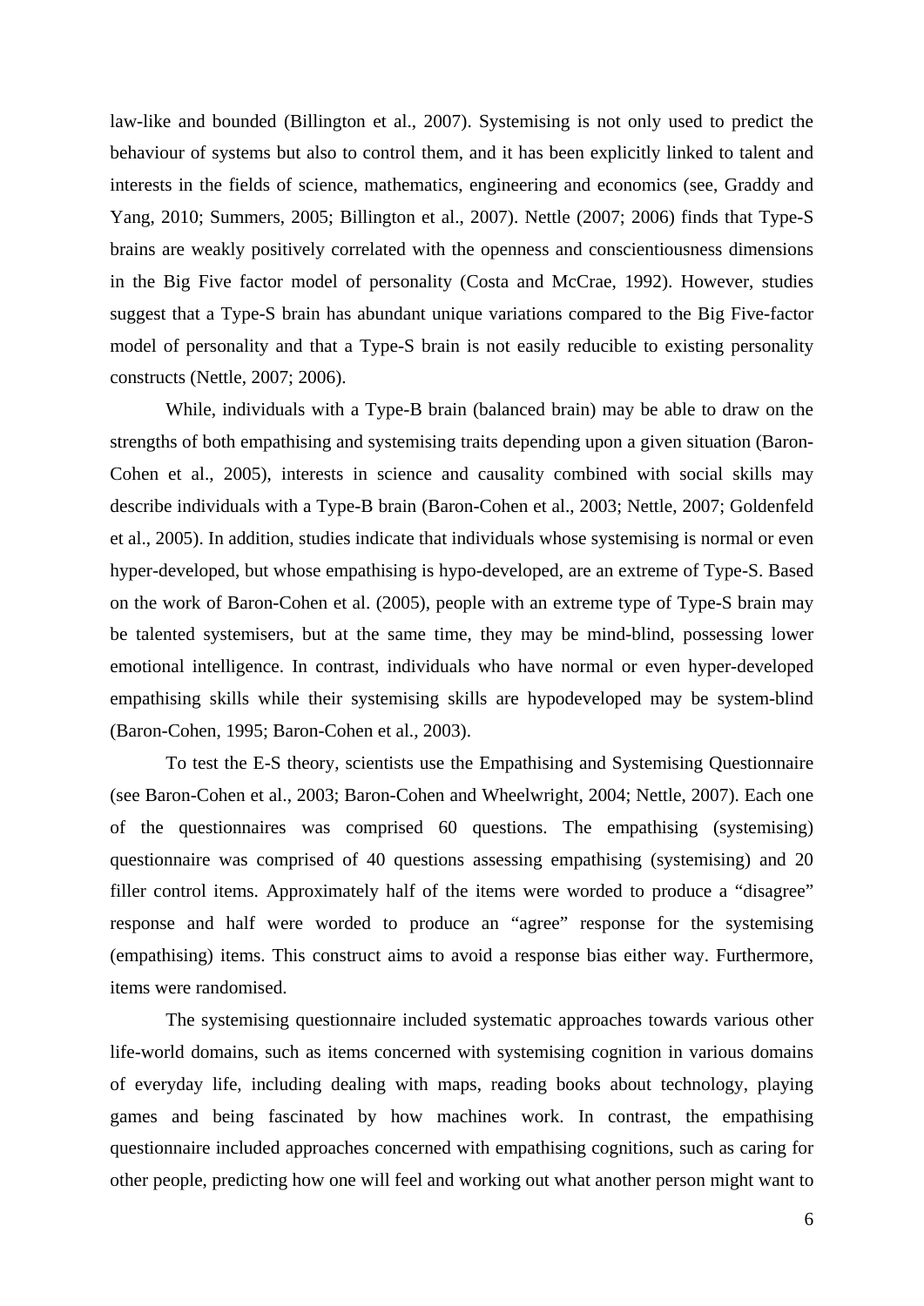law-like and bounded (Billington et al., 2007). Systemising is not only used to predict the behaviour of systems but also to control them, and it has been explicitly linked to talent and interests in the fields of science, mathematics, engineering and economics (see, Graddy and Yang, 2010; Summers, 2005; Billington et al., 2007). Nettle (2007; 2006) finds that Type-S brains are weakly positively correlated with the openness and conscientiousness dimensions in the Big Five factor model of personality (Costa and McCrae, 1992). However, studies suggest that a Type-S brain has abundant unique variations compared to the Big Five-factor model of personality and that a Type-S brain is not easily reducible to existing personality constructs (Nettle, 2007; 2006).

While, individuals with a Type-B brain (balanced brain) may be able to draw on the strengths of both empathising and systemising traits depending upon a given situation (Baron-Cohen et al., 2005), interests in science and causality combined with social skills may describe individuals with a Type-B brain (Baron-Cohen et al., 2003; Nettle, 2007; Goldenfeld et al., 2005). In addition, studies indicate that individuals whose systemising is normal or even hyper-developed, but whose empathising is hypo-developed, are an extreme of Type-S. Based on the work of Baron-Cohen et al. (2005), people with an extreme type of Type-S brain may be talented systemisers, but at the same time, they may be mind-blind, possessing lower emotional intelligence. In contrast, individuals who have normal or even hyper-developed empathising skills while their systemising skills are hypodeveloped may be system-blind (Baron-Cohen, 1995; Baron-Cohen et al., 2003).

To test the E-S theory, scientists use the Empathising and Systemising Questionnaire (see Baron-Cohen et al., 2003; Baron-Cohen and Wheelwright, 2004; Nettle, 2007). Each one of the questionnaires was comprised 60 questions. The empathising (systemising) questionnaire was comprised of 40 questions assessing empathising (systemising) and 20 filler control items. Approximately half of the items were worded to produce a "disagree" response and half were worded to produce an "agree" response for the systemising (empathising) items. This construct aims to avoid a response bias either way. Furthermore, items were randomised.

The systemising questionnaire included systematic approaches towards various other life-world domains, such as items concerned with systemising cognition in various domains of everyday life, including dealing with maps, reading books about technology, playing games and being fascinated by how machines work. In contrast, the empathising questionnaire included approaches concerned with empathising cognitions, such as caring for other people, predicting how one will feel and working out what another person might want to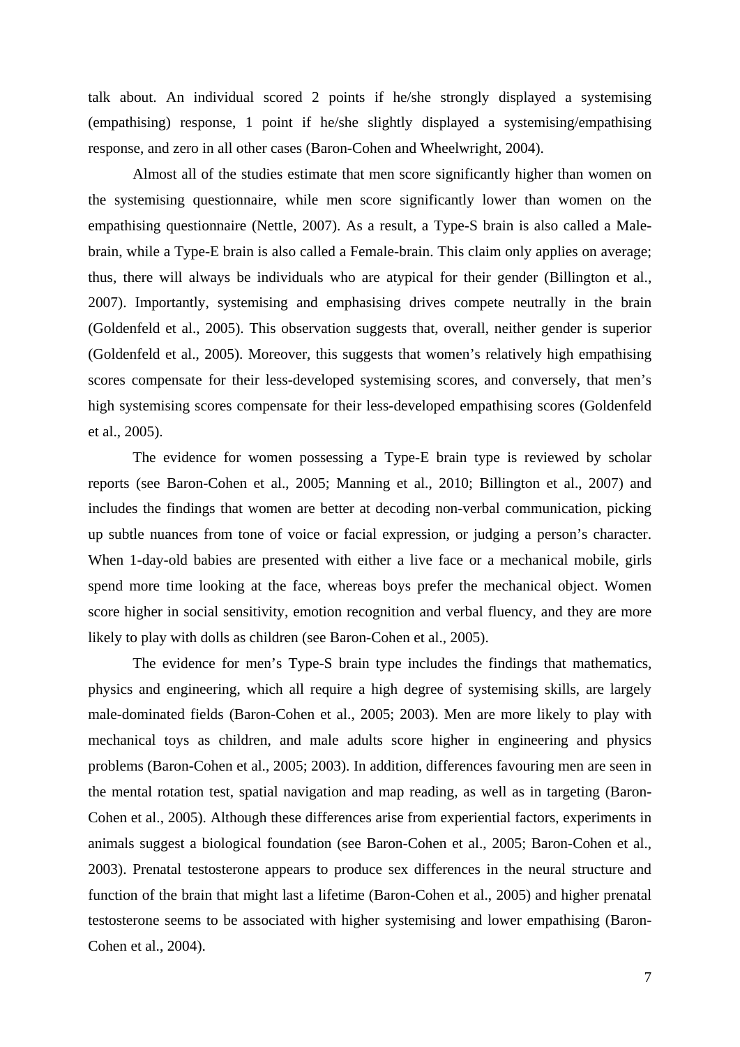talk about. An individual scored 2 points if he/she strongly displayed a systemising (empathising) response, 1 point if he/she slightly displayed a systemising/empathising response, and zero in all other cases (Baron-Cohen and Wheelwright, 2004).

Almost all of the studies estimate that men score significantly higher than women on the systemising questionnaire, while men score significantly lower than women on the empathising questionnaire (Nettle, 2007). As a result, a Type-S brain is also called a Male-brain, while a Type-E brain is also called a Female-brain. This claim only applies on average; thus, there will always be individuals who are atypical for their gender (Billington et al., 2007). Importantly, systemising and emphasising drives compete neutrally in the brain (Goldenfeld et al., 2005). This observation suggests that, overall, neither gender is superior (Goldenfeld et al., 2005). Moreover, this suggests that women's relatively high empathising scores compensate for their less-developed systemising scores, and conversely, that men's high systemising scores compensate for their less-developed empathising scores (Goldenfeld et al., 2005).

The evidence for women possessing a Type-E brain type is reviewed by scholar reports (see Baron-Cohen et al., 2005; Manning et al., 2010; Billington et al., 2007) and includes the findings that women are better at decoding non-verbal communication, picking up subtle nuances from tone of voice or facial expression, or judging a person's character. When 1-day-old babies are presented with either a live face or a mechanical mobile, girls spend more time looking at the face, whereas boys prefer the mechanical object. Women score higher in social sensitivity, emotion recognition and verbal fluency, and they are more likely to play with dolls as children (see Baron-Cohen et al., 2005).

The evidence for men's Type-S brain type includes the findings that mathematics, physics and engineering, which all require a high degree of systemising skills, are largely male-dominated fields (Baron-Cohen et al., 2005; 2003). Men are more likely to play with mechanical toys as children, and male adults score higher in engineering and physics problems (Baron-Cohen et al., 2005; 2003). In addition, differences favouring men are seen in the mental rotation test, spatial navigation and map reading, as well as in targeting (Baron-Cohen et al., 2005). Although these differences arise from experiential factors, experiments in animals suggest a biological foundation (see Baron-Cohen et al., 2005; Baron-Cohen et al., 2003). Prenatal testosterone appears to produce sex differences in the neural structure and function of the brain that might last a lifetime (Baron-Cohen et al., 2005) and higher prenatal testosterone seems to be associated with higher systemising and lower empathising (Baron-Cohen et al., 2004).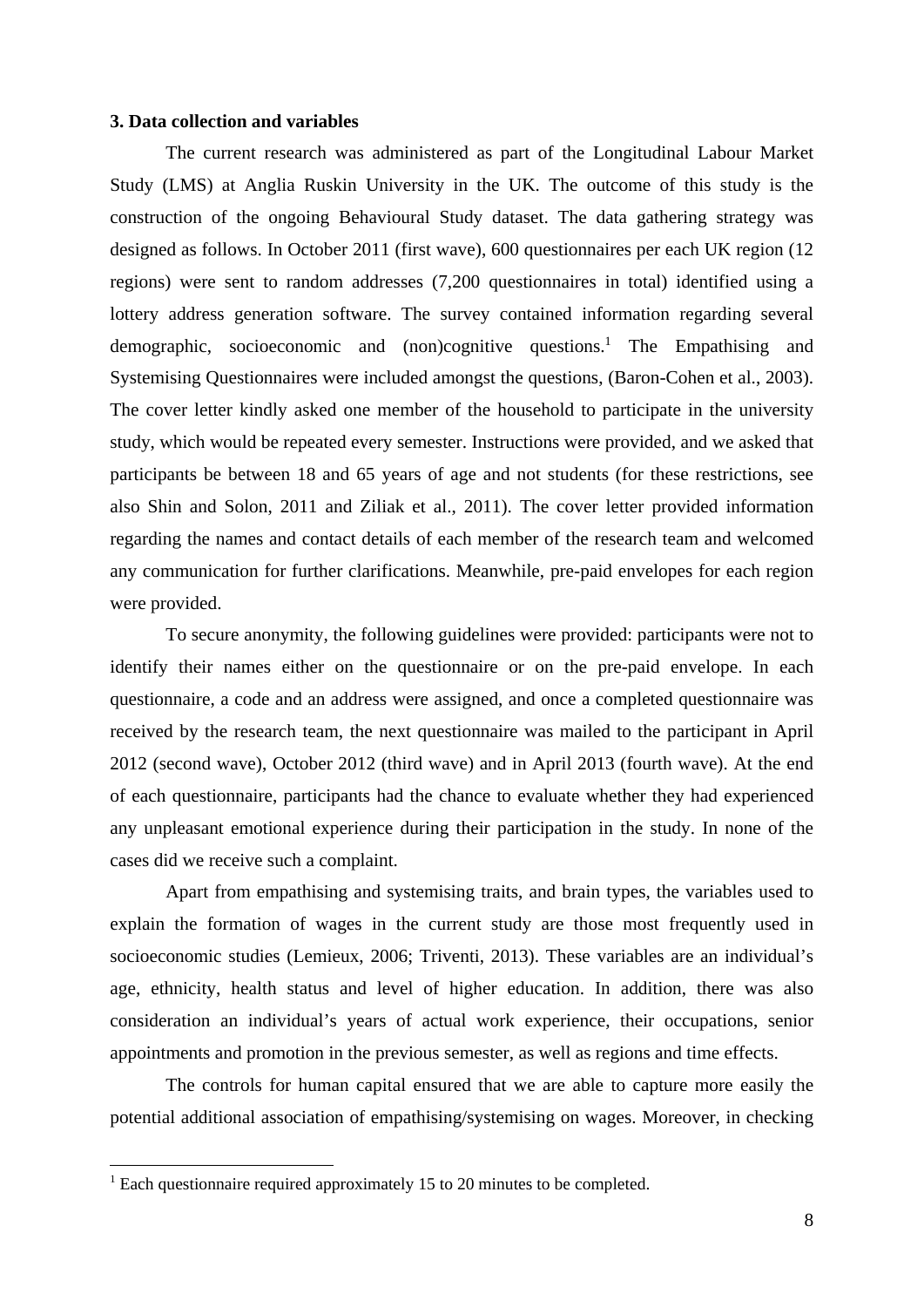### 3. Data collection and variables

The current research was administered as part of the Longitudinal Labour Market Study (LMS) at Anglia Ruskin University in the UK. The outcome of this study is the construction of the ongoing Behavioural Study dataset. The data gathering strategy was designed as follows. In October 2011 (first wave), 600 questionnaires per each UK region (12 regions) were sent to random addresses (7,200 questionnaires in total) identified using a lottery address generation software. The survey contained information regarding several demographic, socioeconomic and (non)cognitive questions.[1] The Empathising and Systemising Questionnaires were included amongst the questions, (Baron-Cohen et al., 2003). The cover letter kindly asked one member of the household to participate in the university study, which would be repeated every semester. Instructions were provided, and we asked that participants be between 18 and 65 years of age and not students (for these restrictions, see also Shin and Solon, 2011 and Ziliak et al., 2011). The cover letter provided information regarding the names and contact details of each member of the research team and welcomed any communication for further clarifications. Meanwhile, pre-paid envelopes for each region were provided.

To secure anonymity, the following guidelines were provided: participants were not to identify their names either on the questionnaire or on the pre-paid envelope. In each questionnaire, a code and an address were assigned, and once a completed questionnaire was received by the research team, the next questionnaire was mailed to the participant in April 2012 (second wave), October 2012 (third wave) and in April 2013 (fourth wave). At the end of each questionnaire, participants had the chance to evaluate whether they had experienced any unpleasant emotional experience during their participation in the study. In none of the cases did we receive such a complaint.

Apart from empathising and systemising traits, and brain types, the variables used to explain the formation of wages in the current study are those most frequently used in socioeconomic studies (Lemieux, 2006; Triventi, 2013). These variables are an individual's age, ethnicity, health status and level of higher education. In addition, there was also consideration an individual's years of actual work experience, their occupations, senior appointments and promotion in the previous semester, as well as regions and time effects.

The controls for human capital ensured that we are able to capture more easily the potential additional association of empathising/systemising on wages. Moreover, in checking

[1] Each questionnaire required approximately 15 to 20 minutes to be completed.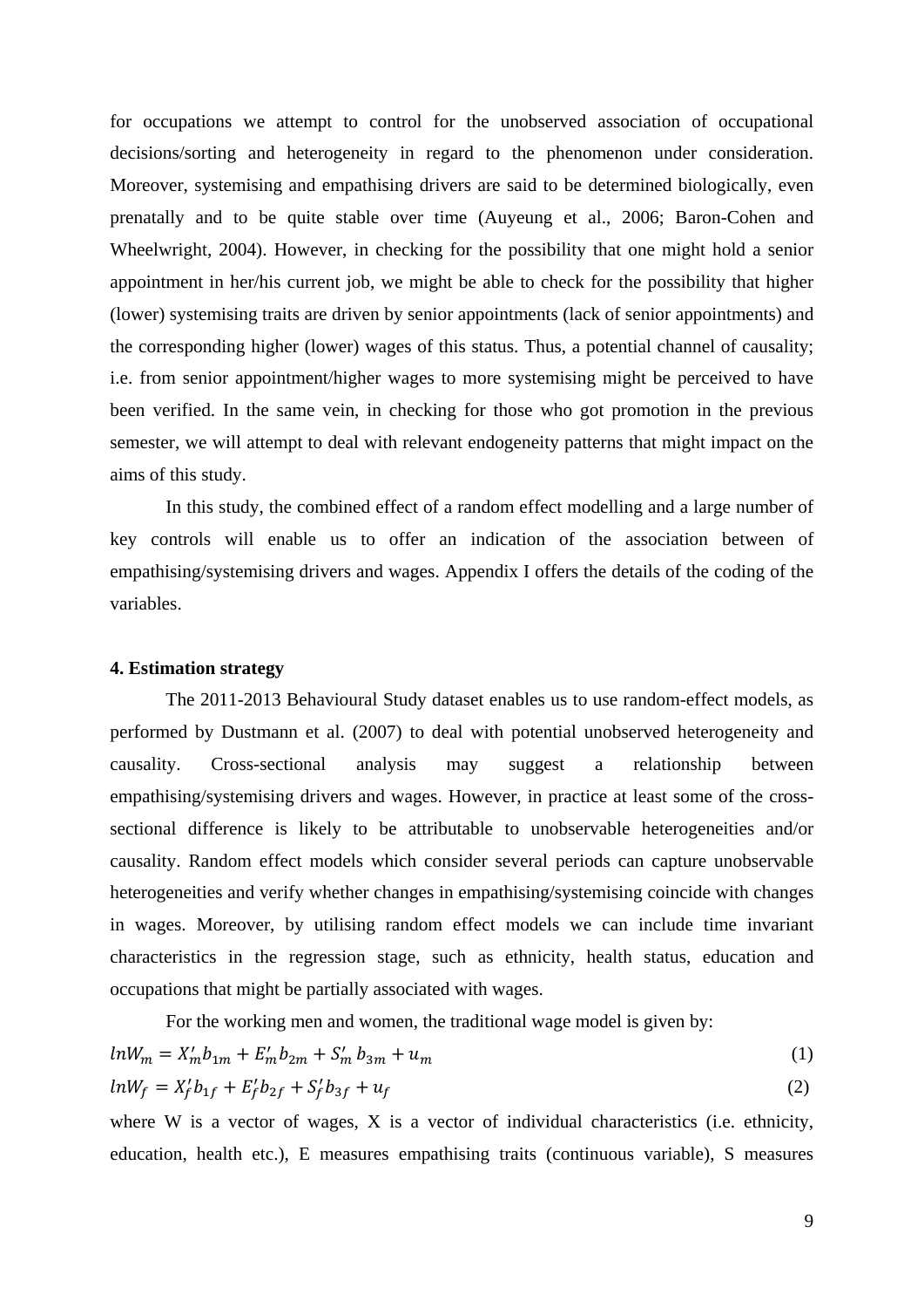for occupations we attempt to control for the unobserved association of occupational decisions/sorting and heterogeneity in regard to the phenomenon under consideration. Moreover, systemising and empathising drivers are said to be determined biologically, even prenatally and to be quite stable over time (Auyeung et al., 2006; Baron-Cohen and Wheelwright, 2004). However, in checking for the possibility that one might hold a senior appointment in her/his current job, we might be able to check for the possibility that higher (lower) systemising traits are driven by senior appointments (lack of senior appointments) and the corresponding higher (lower) wages of this status. Thus, a potential channel of causality; i.e. from senior appointment/higher wages to more systemising might be perceived to have been verified. In the same vein, in checking for those who got promotion in the previous semester, we will attempt to deal with relevant endogeneity patterns that might impact on the aims of this study.

In this study, the combined effect of a random effect modelling and a large number of key controls will enable us to offer an indication of the association between of empathising/systemising drivers and wages. Appendix I offers the details of the coding of the variables.

**4. Estimation strategy**

The 2011-2013 Behavioural Study dataset enables us to use random-effect models, as performed by Dustmann et al. (2007) to deal with potential unobserved heterogeneity and causality. Cross-sectional analysis may suggest a relationship between empathising/systemising drivers and wages. However, in practice at least some of the cross-sectional difference is likely to be attributable to unobservable heterogeneities and/or causality. Random effect models which consider several periods can capture unobservable heterogeneities and verify whether changes in empathising/systemising coincide with changes in wages. Moreover, by utilising random effect models we can include time invariant characteristics in the regression stage, such as ethnicity, health status, education and occupations that might be partially associated with wages.

For the working men and women, the traditional wage model is given by:

$$lnW_m = X_m' b_{1m} + E_m' b_{2m} + S_m' b_{3m} + u_m \qquad (1)$$

$$lnW_f = X_f' b_{1f} + E_f' b_{2f} + S_f' b_{3f} + u_f \qquad (2)$$

where W is a vector of wages, X is a vector of individual characteristics (i.e. ethnicity, education, health etc.), E measures empathising traits (continuous variable), S measures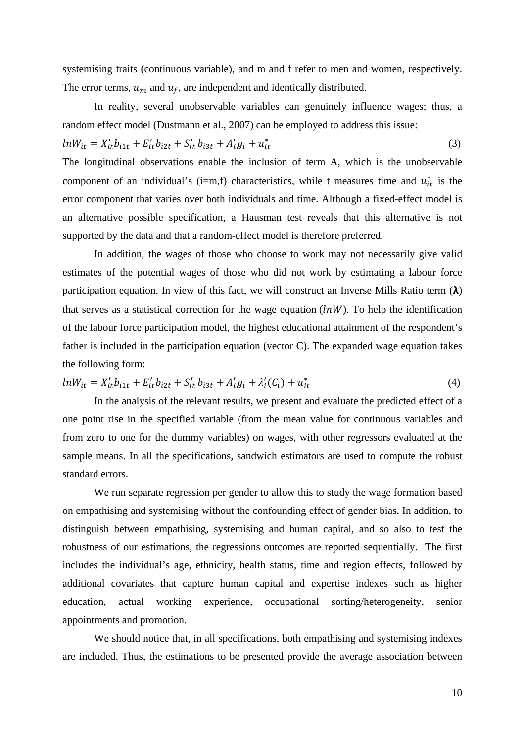systemising traits (continuous variable), and m and f refer to men and women, respectively. The error terms, $u_m$ and $u_f$, are independent and identically distributed.

In reality, several unobservable variables can genuinely influence wages; thus, a random effect model (Dustmann et al., 2007) can be employed to address this issue:

$$lnW_{it} = X_{it}'b_{i1t} + E_{it}'b_{i2t} + S_{it}'\,b_{i3t} + A_i'g_i + u_{it}^* \tag{3}$$

The longitudinal observations enable the inclusion of term A, which is the unobservable component of an individual's (i=m,f) characteristics, while t measures time and $u_{it}^*$ is the error component that varies over both individuals and time. Although a fixed-effect model is an alternative possible specification, a Hausman test reveals that this alternative is not supported by the data and that a random-effect model is therefore preferred.

In addition, the wages of those who choose to work may not necessarily give valid estimates of the potential wages of those who did not work by estimating a labour force participation equation. In view of this fact, we will construct an Inverse Mills Ratio term (**λ**) that serves as a statistical correction for the wage equation ($lnW$). To help the identification of the labour force participation model, the highest educational attainment of the respondent's father is included in the participation equation (vector C). The expanded wage equation takes the following form:

$$lnW_{it} = X_{it}'b_{i1t} + E_{it}'b_{i2t} + S_{it}'\,b_{i3t} + A_i'g_i + \lambda_i'(C_i) + u_{it}^* \tag{4}$$

In the analysis of the relevant results, we present and evaluate the predicted effect of a one point rise in the specified variable (from the mean value for continuous variables and from zero to one for the dummy variables) on wages, with other regressors evaluated at the sample means. In all the specifications, sandwich estimators are used to compute the robust standard errors.

We run separate regression per gender to allow this to study the wage formation based on empathising and systemising without the confounding effect of gender bias. In addition, to distinguish between empathising, systemising and human capital, and so also to test the robustness of our estimations, the regressions outcomes are reported sequentially. The first includes the individual's age, ethnicity, health status, time and region effects, followed by additional covariates that capture human capital and expertise indexes such as higher education, actual working experience, occupational sorting/heterogeneity, senior appointments and promotion.

We should notice that, in all specifications, both empathising and systemising indexes are included. Thus, the estimations to be presented provide the average association between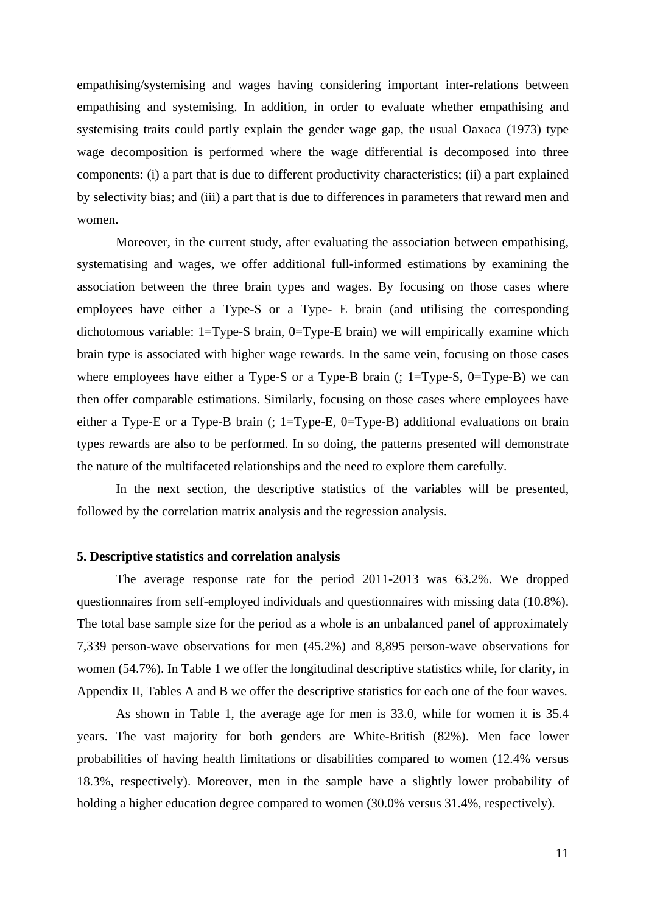empathising/systemising and wages having considering important inter-relations between empathising and systemising. In addition, in order to evaluate whether empathising and systemising traits could partly explain the gender wage gap, the usual Oaxaca (1973) type wage decomposition is performed where the wage differential is decomposed into three components: (i) a part that is due to different productivity characteristics; (ii) a part explained by selectivity bias; and (iii) a part that is due to differences in parameters that reward men and women.

Moreover, in the current study, after evaluating the association between empathising, systematising and wages, we offer additional full-informed estimations by examining the association between the three brain types and wages. By focusing on those cases where employees have either a Type-S or a Type- E brain (and utilising the corresponding dichotomous variable: 1=Type-S brain, 0=Type-E brain) we will empirically examine which brain type is associated with higher wage rewards. In the same vein, focusing on those cases where employees have either a Type-S or a Type-B brain (; 1=Type-S, 0=Type-B) we can then offer comparable estimations. Similarly, focusing on those cases where employees have either a Type-E or a Type-B brain (; 1=Type-E, 0=Type-B) additional evaluations on brain types rewards are also to be performed. In so doing, the patterns presented will demonstrate the nature of the multifaceted relationships and the need to explore them carefully.

In the next section, the descriptive statistics of the variables will be presented, followed by the correlation matrix analysis and the regression analysis.

## 5. Descriptive statistics and correlation analysis

The average response rate for the period 2011-2013 was 63.2%. We dropped questionnaires from self-employed individuals and questionnaires with missing data (10.8%). The total base sample size for the period as a whole is an unbalanced panel of approximately 7,339 person-wave observations for men (45.2%) and 8,895 person-wave observations for women (54.7%). In Table 1 we offer the longitudinal descriptive statistics while, for clarity, in Appendix II, Tables A and B we offer the descriptive statistics for each one of the four waves.

As shown in Table 1, the average age for men is 33.0, while for women it is 35.4 years. The vast majority for both genders are White-British (82%). Men face lower probabilities of having health limitations or disabilities compared to women (12.4% versus 18.3%, respectively). Moreover, men in the sample have a slightly lower probability of holding a higher education degree compared to women (30.0% versus 31.4%, respectively).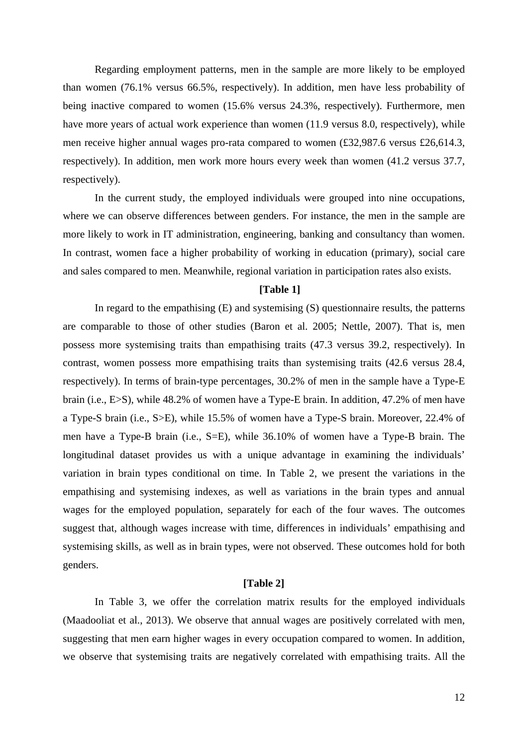Regarding employment patterns, men in the sample are more likely to be employed than women (76.1% versus 66.5%, respectively). In addition, men have less probability of being inactive compared to women (15.6% versus 24.3%, respectively). Furthermore, men have more years of actual work experience than women (11.9 versus 8.0, respectively), while men receive higher annual wages pro-rata compared to women (£32,987.6 versus £26,614.3, respectively). In addition, men work more hours every week than women (41.2 versus 37.7, respectively).

In the current study, the employed individuals were grouped into nine occupations, where we can observe differences between genders. For instance, the men in the sample are more likely to work in IT administration, engineering, banking and consultancy than women. In contrast, women face a higher probability of working in education (primary), social care and sales compared to men. Meanwhile, regional variation in participation rates also exists.

**[Table 1]**

In regard to the empathising (E) and systemising (S) questionnaire results, the patterns are comparable to those of other studies (Baron et al. 2005; Nettle, 2007). That is, men possess more systemising traits than empathising traits (47.3 versus 39.2, respectively). In contrast, women possess more empathising traits than systemising traits (42.6 versus 28.4, respectively). In terms of brain-type percentages, 30.2% of men in the sample have a Type-E brain (i.e., E>S), while 48.2% of women have a Type-E brain. In addition, 47.2% of men have a Type-S brain (i.e., S>E), while 15.5% of women have a Type-S brain. Moreover, 22.4% of men have a Type-B brain (i.e., S=E), while 36.10% of women have a Type-B brain. The longitudinal dataset provides us with a unique advantage in examining the individuals' variation in brain types conditional on time. In Table 2, we present the variations in the empathising and systemising indexes, as well as variations in the brain types and annual wages for the employed population, separately for each of the four waves. The outcomes suggest that, although wages increase with time, differences in individuals' empathising and systemising skills, as well as in brain types, were not observed. These outcomes hold for both genders.

**[Table 2]**

In Table 3, we offer the correlation matrix results for the employed individuals (Maadooliat et al., 2013). We observe that annual wages are positively correlated with men, suggesting that men earn higher wages in every occupation compared to women. In addition, we observe that systemising traits are negatively correlated with empathising traits. All the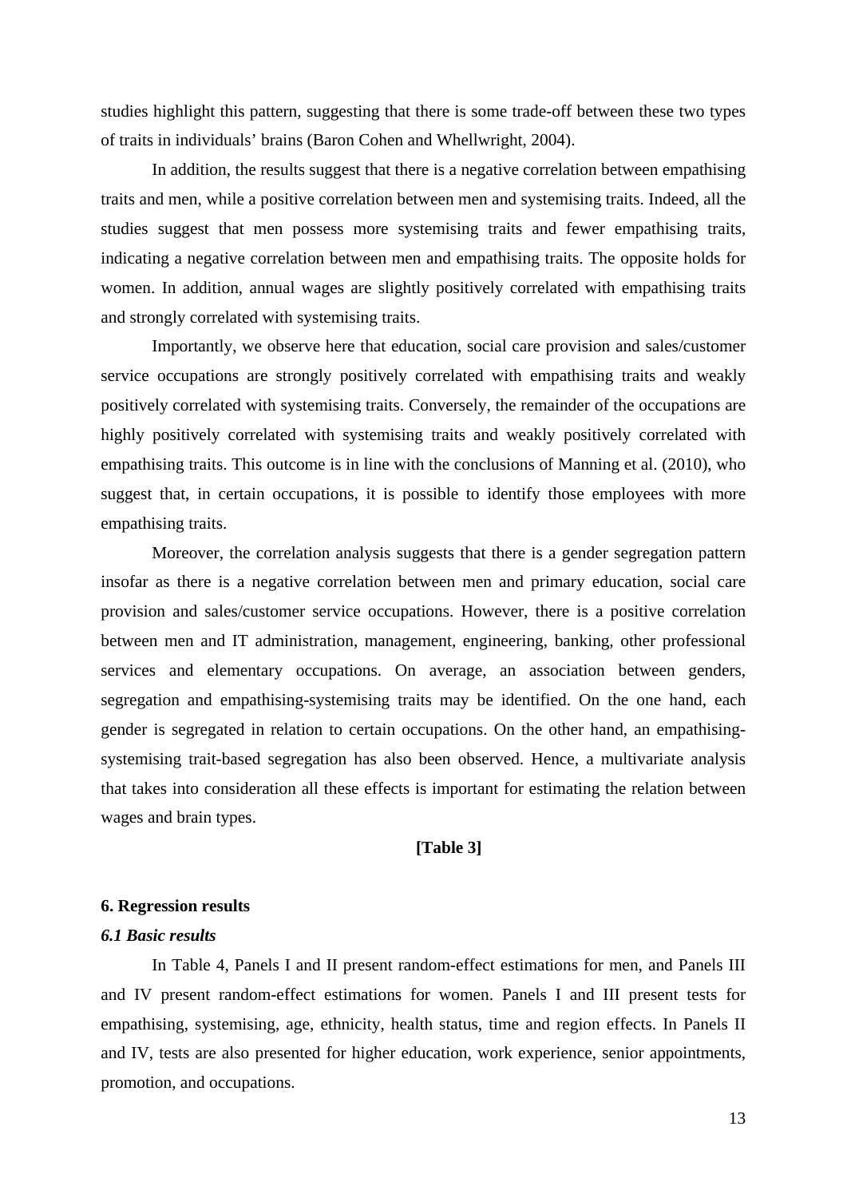studies highlight this pattern, suggesting that there is some trade-off between these two types of traits in individuals' brains (Baron Cohen and Whellwright, 2004).

In addition, the results suggest that there is a negative correlation between empathising traits and men, while a positive correlation between men and systemising traits. Indeed, all the studies suggest that men possess more systemising traits and fewer empathising traits, indicating a negative correlation between men and empathising traits. The opposite holds for women. In addition, annual wages are slightly positively correlated with empathising traits and strongly correlated with systemising traits.

Importantly, we observe here that education, social care provision and sales/customer service occupations are strongly positively correlated with empathising traits and weakly positively correlated with systemising traits. Conversely, the remainder of the occupations are highly positively correlated with systemising traits and weakly positively correlated with empathising traits. This outcome is in line with the conclusions of Manning et al. (2010), who suggest that, in certain occupations, it is possible to identify those employees with more empathising traits.

Moreover, the correlation analysis suggests that there is a gender segregation pattern insofar as there is a negative correlation between men and primary education, social care provision and sales/customer service occupations. However, there is a positive correlation between men and IT administration, management, engineering, banking, other professional services and elementary occupations. On average, an association between genders, segregation and empathising-systemising traits may be identified. On the one hand, each gender is segregated in relation to certain occupations. On the other hand, an empathising-systemising trait-based segregation has also been observed. Hence, a multivariate analysis that takes into consideration all these effects is important for estimating the relation between wages and brain types.

**[Table 3]**

## 6. Regression results

### *6.1 Basic results*

In Table 4, Panels I and II present random-effect estimations for men, and Panels III and IV present random-effect estimations for women. Panels I and III present tests for empathising, systemising, age, ethnicity, health status, time and region effects. In Panels II and IV, tests are also presented for higher education, work experience, senior appointments, promotion, and occupations.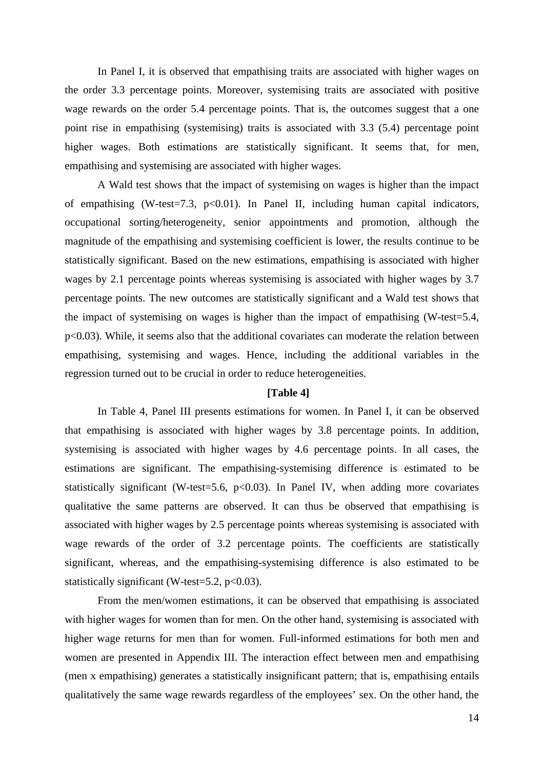In Panel I, it is observed that empathising traits are associated with higher wages on the order 3.3 percentage points. Moreover, systemising traits are associated with positive wage rewards on the order 5.4 percentage points. That is, the outcomes suggest that a one point rise in empathising (systemising) traits is associated with 3.3 (5.4) percentage point higher wages. Both estimations are statistically significant. It seems that, for men, empathising and systemising are associated with higher wages.

A Wald test shows that the impact of systemising on wages is higher than the impact of empathising (W-test=7.3, $p<0.01$). In Panel II, including human capital indicators, occupational sorting/heterogeneity, senior appointments and promotion, although the magnitude of the empathising and systemising coefficient is lower, the results continue to be statistically significant. Based on the new estimations, empathising is associated with higher wages by 2.1 percentage points whereas systemising is associated with higher wages by 3.7 percentage points. The new outcomes are statistically significant and a Wald test shows that the impact of systemising on wages is higher than the impact of empathising (W-test=5.4, $p<0.03$). While, it seems also that the additional covariates can moderate the relation between empathising, systemising and wages. Hence, including the additional variables in the regression turned out to be crucial in order to reduce heterogeneities.

**[Table 4]**

In Table 4, Panel III presents estimations for women. In Panel I, it can be observed that empathising is associated with higher wages by 3.8 percentage points. In addition, systemising is associated with higher wages by 4.6 percentage points. In all cases, the estimations are significant. The empathising-systemising difference is estimated to be statistically significant (W-test=5.6, $p<0.03$). In Panel IV, when adding more covariates qualitative the same patterns are observed. It can thus be observed that empathising is associated with higher wages by 2.5 percentage points whereas systemising is associated with wage rewards of the order of 3.2 percentage points. The coefficients are statistically significant, whereas, and the empathising-systemising difference is also estimated to be statistically significant (W-test=5.2, $p<0.03$).

From the men/women estimations, it can be observed that empathising is associated with higher wages for women than for men. On the other hand, systemising is associated with higher wage returns for men than for women. Full-informed estimations for both men and women are presented in Appendix III. The interaction effect between men and empathising (men x empathising) generates a statistically insignificant pattern; that is, empathising entails qualitatively the same wage rewards regardless of the employees' sex. On the other hand, the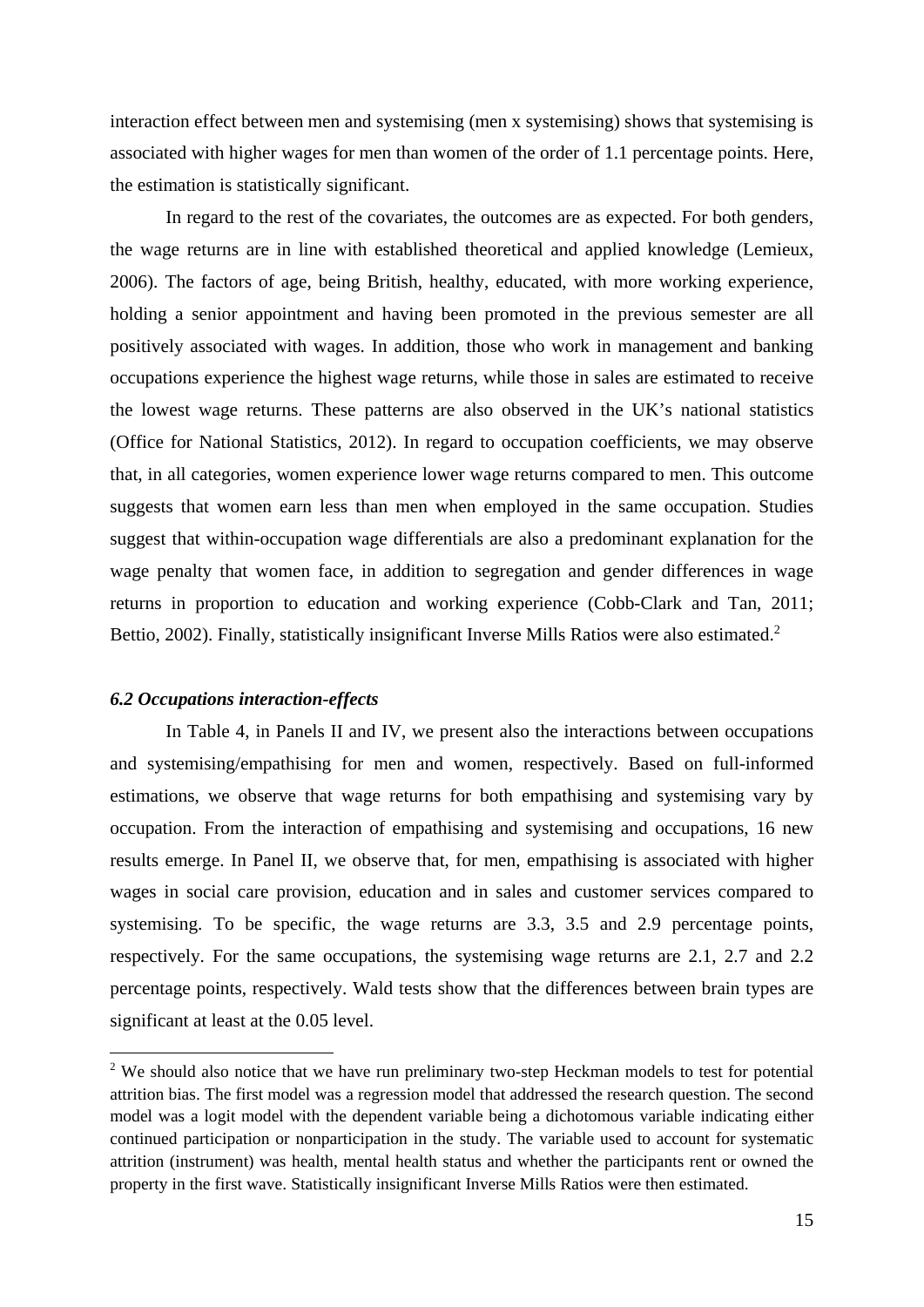interaction effect between men and systemising (men x systemising) shows that systemising is associated with higher wages for men than women of the order of 1.1 percentage points. Here, the estimation is statistically significant.

In regard to the rest of the covariates, the outcomes are as expected. For both genders, the wage returns are in line with established theoretical and applied knowledge (Lemieux, 2006). The factors of age, being British, healthy, educated, with more working experience, holding a senior appointment and having been promoted in the previous semester are all positively associated with wages. In addition, those who work in management and banking occupations experience the highest wage returns, while those in sales are estimated to receive the lowest wage returns. These patterns are also observed in the UK's national statistics (Office for National Statistics, 2012). In regard to occupation coefficients, we may observe that, in all categories, women experience lower wage returns compared to men. This outcome suggests that women earn less than men when employed in the same occupation. Studies suggest that within-occupation wage differentials are also a predominant explanation for the wage penalty that women face, in addition to segregation and gender differences in wage returns in proportion to education and working experience (Cobb-Clark and Tan, 2011; Bettio, 2002). Finally, statistically insignificant Inverse Mills Ratios were also estimated.[2]

### *6.2 Occupations interaction-effects*

In Table 4, in Panels II and IV, we present also the interactions between occupations and systemising/empathising for men and women, respectively. Based on full-informed estimations, we observe that wage returns for both empathising and systemising vary by occupation. From the interaction of empathising and systemising and occupations, 16 new results emerge. In Panel II, we observe that, for men, empathising is associated with higher wages in social care provision, education and in sales and customer services compared to systemising. To be specific, the wage returns are 3.3, 3.5 and 2.9 percentage points, respectively. For the same occupations, the systemising wage returns are 2.1, 2.7 and 2.2 percentage points, respectively. Wald tests show that the differences between brain types are significant at least at the 0.05 level.

---

[2] We should also notice that we have run preliminary two-step Heckman models to test for potential attrition bias. The first model was a regression model that addressed the research question. The second model was a logit model with the dependent variable being a dichotomous variable indicating either continued participation or nonparticipation in the study. The variable used to account for systematic attrition (instrument) was health, mental health status and whether the participants rent or owned the property in the first wave. Statistically insignificant Inverse Mills Ratios were then estimated.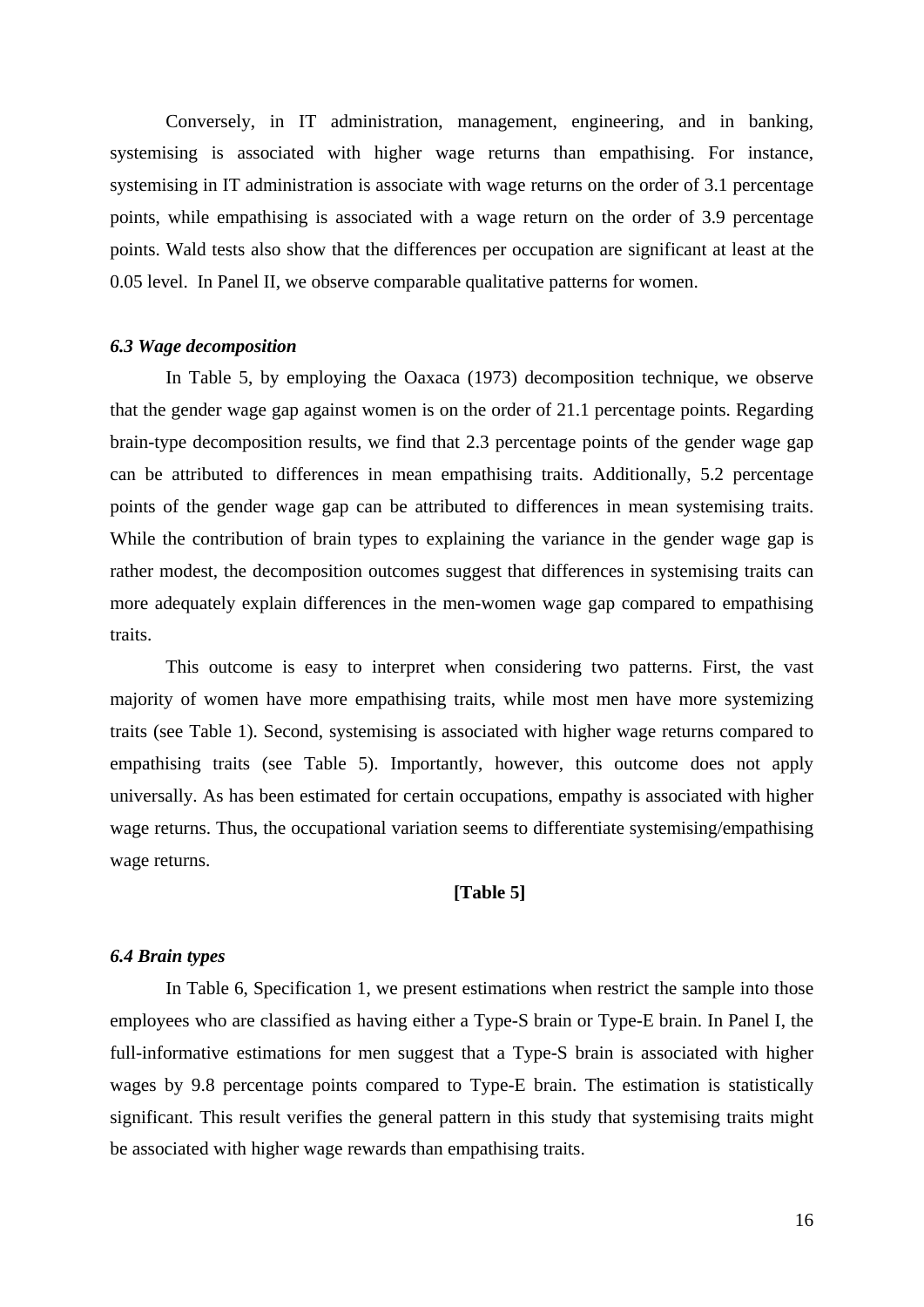Conversely, in IT administration, management, engineering, and in banking, systemising is associated with higher wage returns than empathising. For instance, systemising in IT administration is associate with wage returns on the order of 3.1 percentage points, while empathising is associated with a wage return on the order of 3.9 percentage points. Wald tests also show that the differences per occupation are significant at least at the 0.05 level. In Panel II, we observe comparable qualitative patterns for women.

### *6.3 Wage decomposition*

In Table 5, by employing the Oaxaca (1973) decomposition technique, we observe that the gender wage gap against women is on the order of 21.1 percentage points. Regarding brain-type decomposition results, we find that 2.3 percentage points of the gender wage gap can be attributed to differences in mean empathising traits. Additionally, 5.2 percentage points of the gender wage gap can be attributed to differences in mean systemising traits. While the contribution of brain types to explaining the variance in the gender wage gap is rather modest, the decomposition outcomes suggest that differences in systemising traits can more adequately explain differences in the men-women wage gap compared to empathising traits.

This outcome is easy to interpret when considering two patterns. First, the vast majority of women have more empathising traits, while most men have more systemizing traits (see Table 1). Second, systemising is associated with higher wage returns compared to empathising traits (see Table 5). Importantly, however, this outcome does not apply universally. As has been estimated for certain occupations, empathy is associated with higher wage returns. Thus, the occupational variation seems to differentiate systemising/empathising wage returns.

**[Table 5]**

### *6.4 Brain types*

In Table 6, Specification 1, we present estimations when restrict the sample into those employees who are classified as having either a Type-S brain or Type-E brain. In Panel I, the full-informative estimations for men suggest that a Type-S brain is associated with higher wages by 9.8 percentage points compared to Type-E brain. The estimation is statistically significant. This result verifies the general pattern in this study that systemising traits might be associated with higher wage rewards than empathising traits.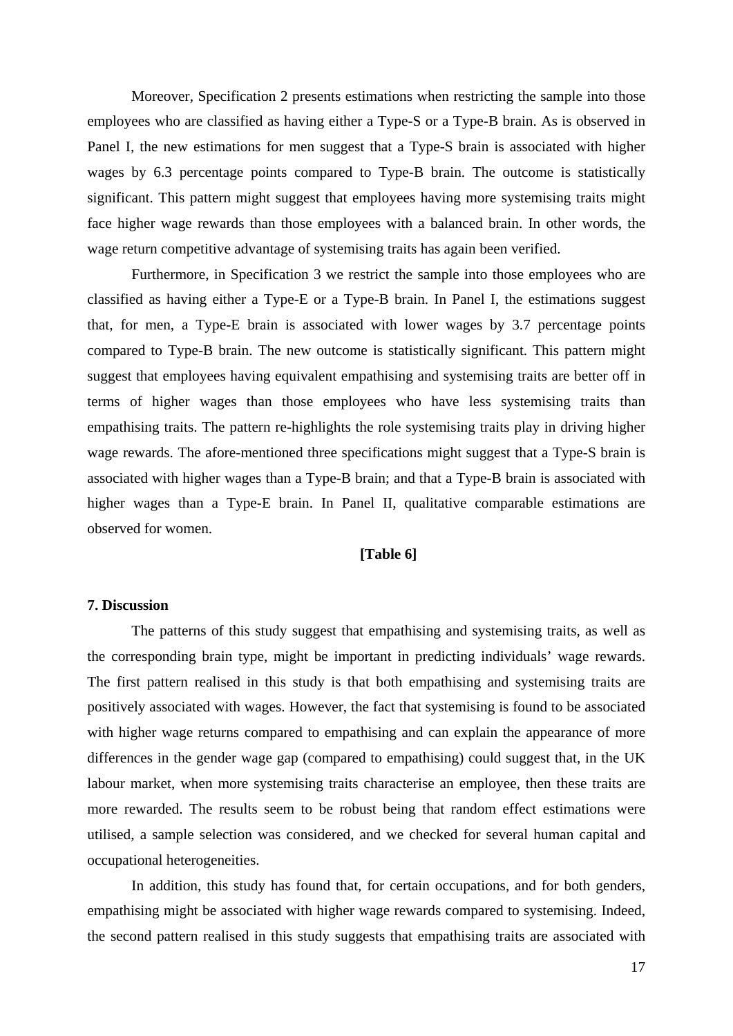Moreover, Specification 2 presents estimations when restricting the sample into those employees who are classified as having either a Type-S or a Type-B brain. As is observed in Panel I, the new estimations for men suggest that a Type-S brain is associated with higher wages by 6.3 percentage points compared to Type-B brain. The outcome is statistically significant. This pattern might suggest that employees having more systemising traits might face higher wage rewards than those employees with a balanced brain. In other words, the wage return competitive advantage of systemising traits has again been verified.

Furthermore, in Specification 3 we restrict the sample into those employees who are classified as having either a Type-E or a Type-B brain. In Panel I, the estimations suggest that, for men, a Type-E brain is associated with lower wages by 3.7 percentage points compared to Type-B brain. The new outcome is statistically significant. This pattern might suggest that employees having equivalent empathising and systemising traits are better off in terms of higher wages than those employees who have less systemising traits than empathising traits. The pattern re-highlights the role systemising traits play in driving higher wage rewards. The afore-mentioned three specifications might suggest that a Type-S brain is associated with higher wages than a Type-B brain; and that a Type-B brain is associated with higher wages than a Type-E brain. In Panel II, qualitative comparable estimations are observed for women.

**[Table 6]**

## 7. Discussion

The patterns of this study suggest that empathising and systemising traits, as well as the corresponding brain type, might be important in predicting individuals' wage rewards. The first pattern realised in this study is that both empathising and systemising traits are positively associated with wages. However, the fact that systemising is found to be associated with higher wage returns compared to empathising and can explain the appearance of more differences in the gender wage gap (compared to empathising) could suggest that, in the UK labour market, when more systemising traits characterise an employee, then these traits are more rewarded. The results seem to be robust being that random effect estimations were utilised, a sample selection was considered, and we checked for several human capital and occupational heterogeneities.

In addition, this study has found that, for certain occupations, and for both genders, empathising might be associated with higher wage rewards compared to systemising. Indeed, the second pattern realised in this study suggests that empathising traits are associated with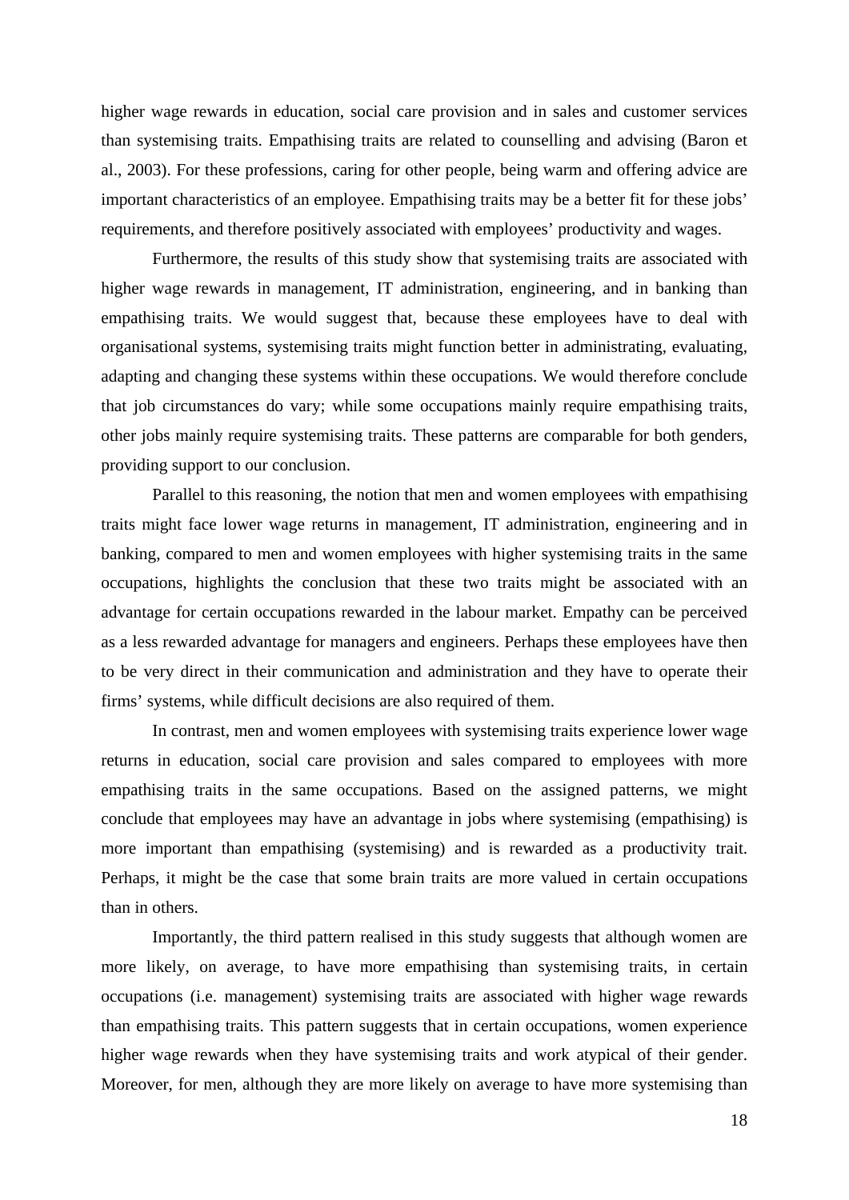higher wage rewards in education, social care provision and in sales and customer services than systemising traits. Empathising traits are related to counselling and advising (Baron et al., 2003). For these professions, caring for other people, being warm and offering advice are important characteristics of an employee. Empathising traits may be a better fit for these jobs' requirements, and therefore positively associated with employees' productivity and wages.

Furthermore, the results of this study show that systemising traits are associated with higher wage rewards in management, IT administration, engineering, and in banking than empathising traits. We would suggest that, because these employees have to deal with organisational systems, systemising traits might function better in administrating, evaluating, adapting and changing these systems within these occupations. We would therefore conclude that job circumstances do vary; while some occupations mainly require empathising traits, other jobs mainly require systemising traits. These patterns are comparable for both genders, providing support to our conclusion.

Parallel to this reasoning, the notion that men and women employees with empathising traits might face lower wage returns in management, IT administration, engineering and in banking, compared to men and women employees with higher systemising traits in the same occupations, highlights the conclusion that these two traits might be associated with an advantage for certain occupations rewarded in the labour market. Empathy can be perceived as a less rewarded advantage for managers and engineers. Perhaps these employees have then to be very direct in their communication and administration and they have to operate their firms' systems, while difficult decisions are also required of them.

In contrast, men and women employees with systemising traits experience lower wage returns in education, social care provision and sales compared to employees with more empathising traits in the same occupations. Based on the assigned patterns, we might conclude that employees may have an advantage in jobs where systemising (empathising) is more important than empathising (systemising) and is rewarded as a productivity trait. Perhaps, it might be the case that some brain traits are more valued in certain occupations than in others.

Importantly, the third pattern realised in this study suggests that although women are more likely, on average, to have more empathising than systemising traits, in certain occupations (i.e. management) systemising traits are associated with higher wage rewards than empathising traits. This pattern suggests that in certain occupations, women experience higher wage rewards when they have systemising traits and work atypical of their gender. Moreover, for men, although they are more likely on average to have more systemising than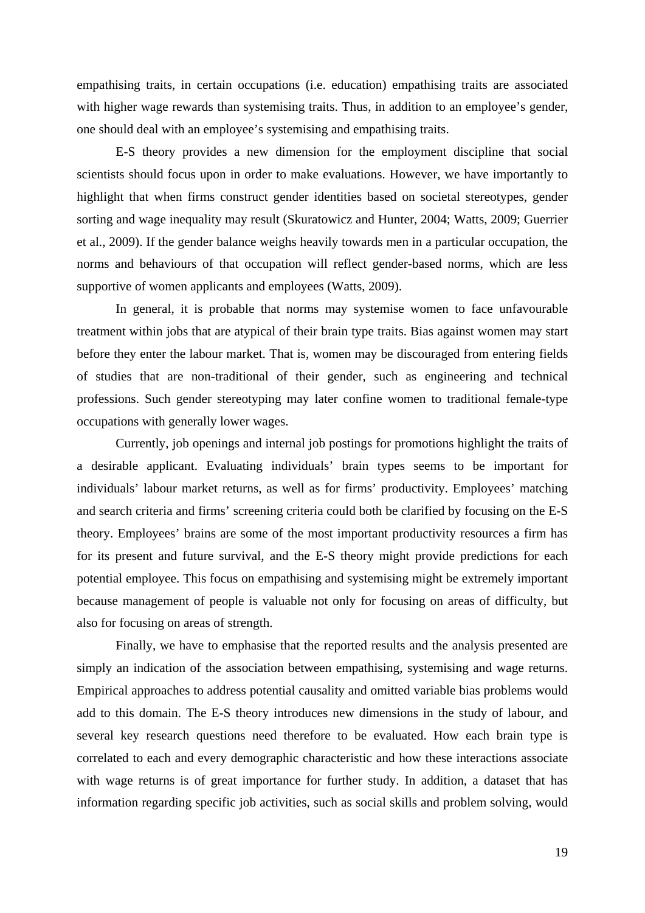empathising traits, in certain occupations (i.e. education) empathising traits are associated with higher wage rewards than systemising traits. Thus, in addition to an employee's gender, one should deal with an employee's systemising and empathising traits.

E-S theory provides a new dimension for the employment discipline that social scientists should focus upon in order to make evaluations. However, we have importantly to highlight that when firms construct gender identities based on societal stereotypes, gender sorting and wage inequality may result (Skuratowicz and Hunter, 2004; Watts, 2009; Guerrier et al., 2009). If the gender balance weighs heavily towards men in a particular occupation, the norms and behaviours of that occupation will reflect gender-based norms, which are less supportive of women applicants and employees (Watts, 2009).

In general, it is probable that norms may systemise women to face unfavourable treatment within jobs that are atypical of their brain type traits. Bias against women may start before they enter the labour market. That is, women may be discouraged from entering fields of studies that are non-traditional of their gender, such as engineering and technical professions. Such gender stereotyping may later confine women to traditional female-type occupations with generally lower wages.

Currently, job openings and internal job postings for promotions highlight the traits of a desirable applicant. Evaluating individuals' brain types seems to be important for individuals' labour market returns, as well as for firms' productivity. Employees' matching and search criteria and firms' screening criteria could both be clarified by focusing on the E-S theory. Employees' brains are some of the most important productivity resources a firm has for its present and future survival, and the E-S theory might provide predictions for each potential employee. This focus on empathising and systemising might be extremely important because management of people is valuable not only for focusing on areas of difficulty, but also for focusing on areas of strength.

Finally, we have to emphasise that the reported results and the analysis presented are simply an indication of the association between empathising, systemising and wage returns. Empirical approaches to address potential causality and omitted variable bias problems would add to this domain. The E-S theory introduces new dimensions in the study of labour, and several key research questions need therefore to be evaluated. How each brain type is correlated to each and every demographic characteristic and how these interactions associate with wage returns is of great importance for further study. In addition, a dataset that has information regarding specific job activities, such as social skills and problem solving, would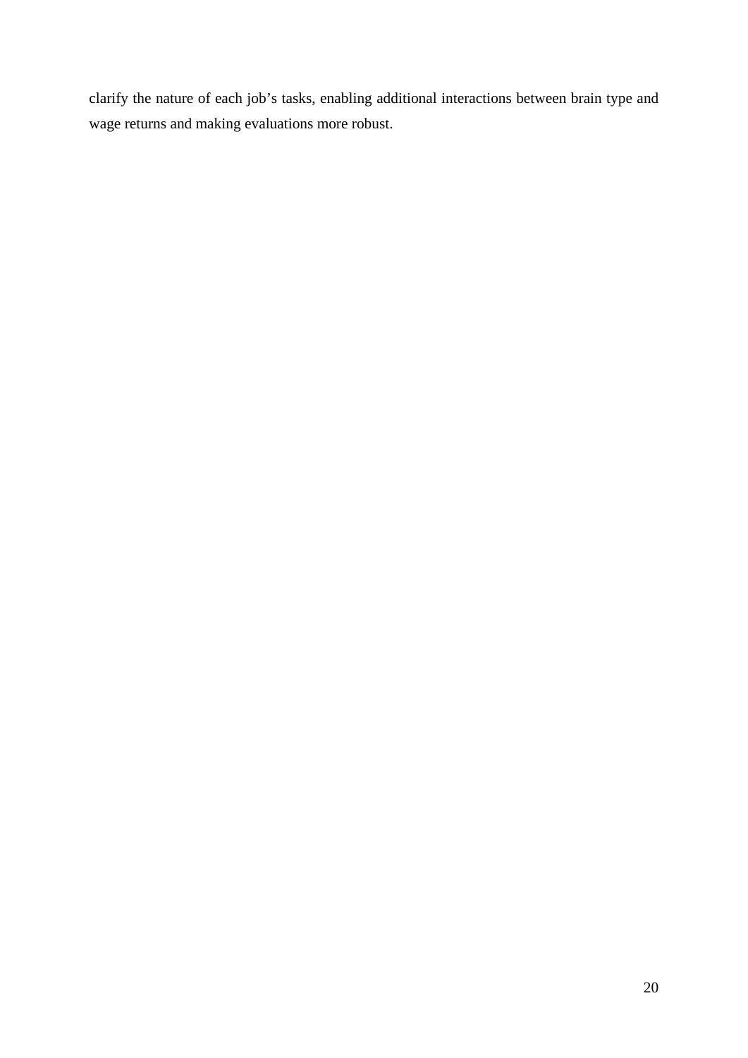clarify the nature of each job's tasks, enabling additional interactions between brain type and wage returns and making evaluations more robust.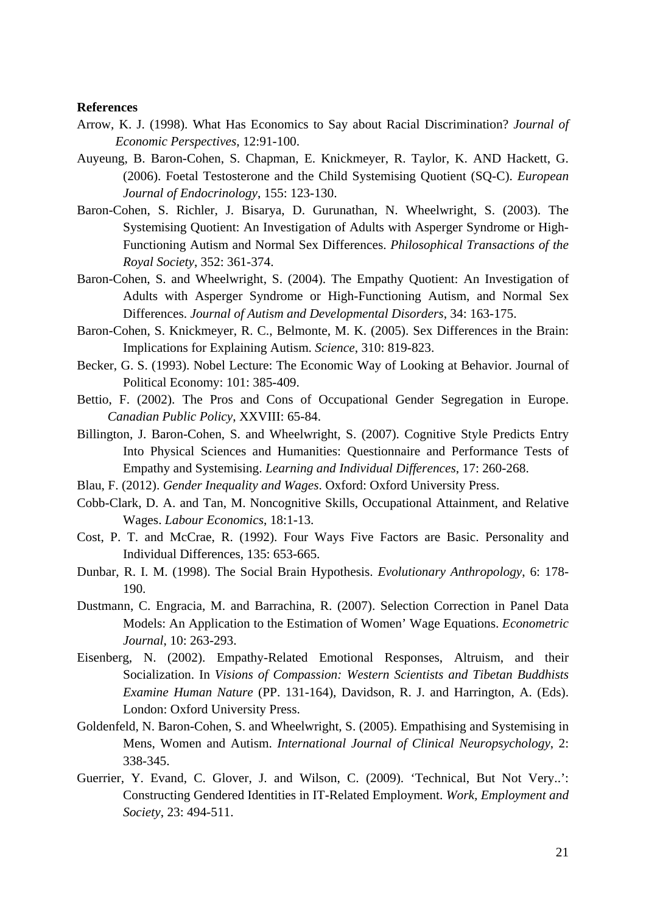**References**

Arrow, K. J. (1998). What Has Economics to Say about Racial Discrimination? *Journal of Economic Perspectives*, 12:91-100.

Auyeung, B. Baron-Cohen, S. Chapman, E. Knickmeyer, R. Taylor, K. AND Hackett, G. (2006). Foetal Testosterone and the Child Systemising Quotient (SQ-C). *European Journal of Endocrinology*, 155: 123-130.

Baron-Cohen, S. Richler, J. Bisarya, D. Gurunathan, N. Wheelwright, S. (2003). The Systemising Quotient: An Investigation of Adults with Asperger Syndrome or High-Functioning Autism and Normal Sex Differences. *Philosophical Transactions of the Royal Society*, 352: 361-374.

Baron-Cohen, S. and Wheelwright, S. (2004). The Empathy Quotient: An Investigation of Adults with Asperger Syndrome or High-Functioning Autism, and Normal Sex Differences. *Journal of Autism and Developmental Disorders*, 34: 163-175.

Baron-Cohen, S. Knickmeyer, R. C., Belmonte, M. K. (2005). Sex Differences in the Brain: Implications for Explaining Autism. *Science*, 310: 819-823.

Becker, G. S. (1993). Nobel Lecture: The Economic Way of Looking at Behavior. Journal of Political Economy: 101: 385-409.

Bettio, F. (2002). The Pros and Cons of Occupational Gender Segregation in Europe. *Canadian Public Policy*, XXVIII: 65-84.

Billington, J. Baron-Cohen, S. and Wheelwright, S. (2007). Cognitive Style Predicts Entry Into Physical Sciences and Humanities: Questionnaire and Performance Tests of Empathy and Systemising. *Learning and Individual Differences*, 17: 260-268.

Blau, F. (2012). *Gender Inequality and Wages*. Oxford: Oxford University Press.

Cobb-Clark, D. A. and Tan, M. Noncognitive Skills, Occupational Attainment, and Relative Wages. *Labour Economics*, 18:1-13.

Cost, P. T. and McCrae, R. (1992). Four Ways Five Factors are Basic. Personality and Individual Differences, 135: 653-665.

Dunbar, R. I. M. (1998). The Social Brain Hypothesis. *Evolutionary Anthropology*, 6: 178-190.

Dustmann, C. Engracia, M. and Barrachina, R. (2007). Selection Correction in Panel Data Models: An Application to the Estimation of Women' Wage Equations. *Econometric Journal*, 10: 263-293.

Eisenberg, N. (2002). Empathy-Related Emotional Responses, Altruism, and their Socialization. In *Visions of Compassion: Western Scientists and Tibetan Buddhists Examine Human Nature* (PP. 131-164), Davidson, R. J. and Harrington, A. (Eds). London: Oxford University Press.

Goldenfeld, N. Baron-Cohen, S. and Wheelwright, S. (2005). Empathising and Systemising in Mens, Women and Autism. *International Journal of Clinical Neuropsychology*, 2: 338-345.

Guerrier, Y. Evand, C. Glover, J. and Wilson, C. (2009). 'Technical, But Not Very..': Constructing Gendered Identities in IT-Related Employment. *Work, Employment and Society*, 23: 494-511.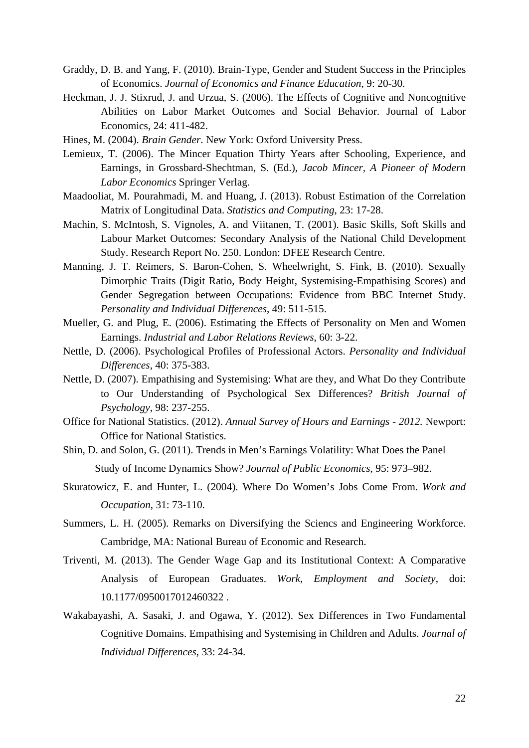Graddy, D. B. and Yang, F. (2010). Brain-Type, Gender and Student Success in the Principles of Economics. *Journal of Economics and Finance Education*, 9: 20-30.

Heckman, J. J. Stixrud, J. and Urzua, S. (2006). The Effects of Cognitive and Noncognitive Abilities on Labor Market Outcomes and Social Behavior. Journal of Labor Economics, 24: 411-482.

Hines, M. (2004). *Brain Gender*. New York: Oxford University Press.

Lemieux, T. (2006). The Mincer Equation Thirty Years after Schooling, Experience, and Earnings, in Grossbard-Shechtman, S. (Ed.), *Jacob Mincer, A Pioneer of Modern Labor Economics* Springer Verlag.

Maadooliat, M. Pourahmadi, M. and Huang, J. (2013). Robust Estimation of the Correlation Matrix of Longitudinal Data. *Statistics and Computing*, 23: 17-28.

Machin, S. McIntosh, S. Vignoles, A. and Viitanen, T. (2001). Basic Skills, Soft Skills and Labour Market Outcomes: Secondary Analysis of the National Child Development Study. Research Report No. 250. London: DFEE Research Centre.

Manning, J. T. Reimers, S. Baron-Cohen, S. Wheelwright, S. Fink, B. (2010). Sexually Dimorphic Traits (Digit Ratio, Body Height, Systemising-Empathising Scores) and Gender Segregation between Occupations: Evidence from BBC Internet Study. *Personality and Individual Differences*, 49: 511-515.

Mueller, G. and Plug, E. (2006). Estimating the Effects of Personality on Men and Women Earnings. *Industrial and Labor Relations Reviews*, 60: 3-22.

Nettle, D. (2006). Psychological Profiles of Professional Actors. *Personality and Individual Differences*, 40: 375-383.

Nettle, D. (2007). Empathising and Systemising: What are they, and What Do they Contribute to Our Understanding of Psychological Sex Differences? *British Journal of Psychology*, 98: 237-255.

Office for National Statistics. (2012). *Annual Survey of Hours and Earnings - 2012*. Newport: Office for National Statistics.

Shin, D. and Solon, G. (2011). Trends in Men's Earnings Volatility: What Does the Panel Study of Income Dynamics Show? *Journal of Public Economics*, 95: 973–982.

Skuratowicz, E. and Hunter, L. (2004). Where Do Women's Jobs Come From. *Work and Occupation*, 31: 73-110.

Summers, L. H. (2005). Remarks on Diversifying the Sciencs and Engineering Workforce. Cambridge, MA: National Bureau of Economic and Research.

Triventi, M. (2013). The Gender Wage Gap and its Institutional Context: A Comparative Analysis of European Graduates. *Work, Employment and Society*, doi: 10.1177/0950017012460322 .

Wakabayashi, A. Sasaki, J. and Ogawa, Y. (2012). Sex Differences in Two Fundamental Cognitive Domains. Empathising and Systemising in Children and Adults. *Journal of Individual Differences*, 33: 24-34.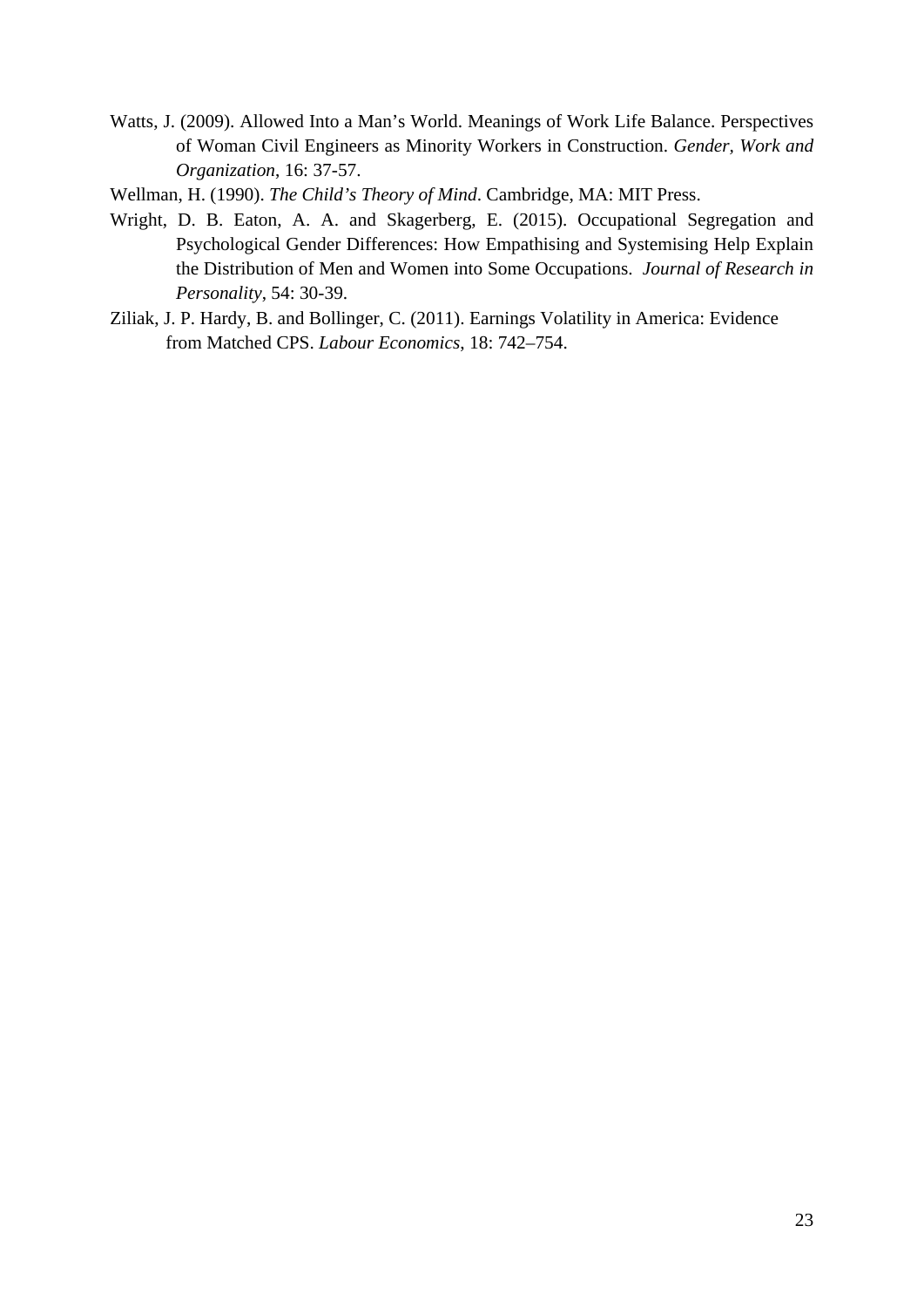Watts, J. (2009). Allowed Into a Man's World. Meanings of Work Life Balance. Perspectives of Woman Civil Engineers as Minority Workers in Construction. *Gender, Work and Organization*, 16: 37-57.

Wellman, H. (1990). *The Child's Theory of Mind*. Cambridge, MA: MIT Press.

Wright, D. B. Eaton, A. A. and Skagerberg, E. (2015). Occupational Segregation and Psychological Gender Differences: How Empathising and Systemising Help Explain the Distribution of Men and Women into Some Occupations. *Journal of Research in Personality*, 54: 30-39.

Ziliak, J. P. Hardy, B. and Bollinger, C. (2011). Earnings Volatility in America: Evidence from Matched CPS. *Labour Economics*, 18: 742–754.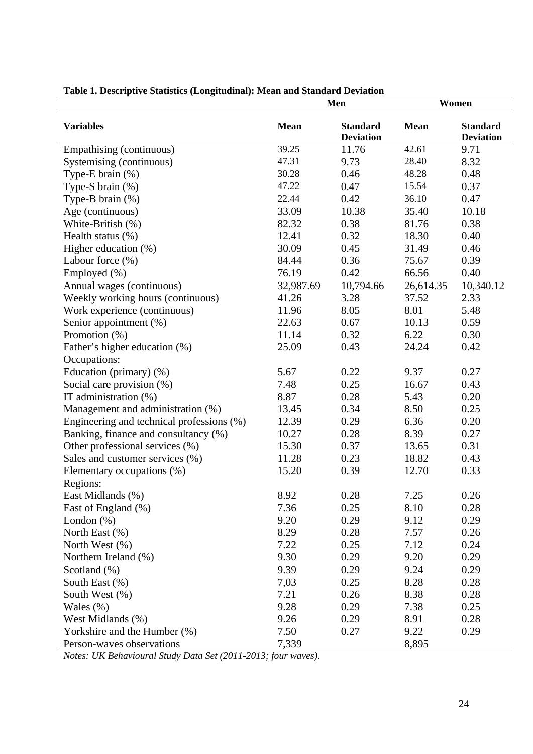**Table 1. Descriptive Statistics (Longitudinal): Mean and Standard Deviation**

| | Men | | Women | |
|---|---|---|---|---|
| **Variables** | **Mean** | **Standard Deviation** | **Mean** | **Standard Deviation** |
| Empathising (continuous) | 39.25 | 11.76 | 42.61 | 9.71 |
| Systemising (continuous) | 47.31 | 9.73 | 28.40 | 8.32 |
| Type-E brain (%) | 30.28 | 0.46 | 48.28 | 0.48 |
| Type-S brain (%) | 47.22 | 0.47 | 15.54 | 0.37 |
| Type-B brain (%) | 22.44 | 0.42 | 36.10 | 0.47 |
| Age (continuous) | 33.09 | 10.38 | 35.40 | 10.18 |
| White-British (%) | 82.32 | 0.38 | 81.76 | 0.38 |
| Health status (%) | 12.41 | 0.32 | 18.30 | 0.40 |
| Higher education (%) | 30.09 | 0.45 | 31.49 | 0.46 |
| Labour force (%) | 84.44 | 0.36 | 75.67 | 0.39 |
| Employed (%) | 76.19 | 0.42 | 66.56 | 0.40 |
| Annual wages (continuous) | 32,987.69 | 10,794.66 | 26,614.35 | 10,340.12 |
| Weekly working hours (continuous) | 41.26 | 3.28 | 37.52 | 2.33 |
| Work experience (continuous) | 11.96 | 8.05 | 8.01 | 5.48 |
| Senior appointment (%) | 22.63 | 0.67 | 10.13 | 0.59 |
| Promotion (%) | 11.14 | 0.32 | 6.22 | 0.30 |
| Father's higher education (%) | 25.09 | 0.43 | 24.24 | 0.42 |
| Occupations: | | | | |
| Education (primary) (%) | 5.67 | 0.22 | 9.37 | 0.27 |
| Social care provision (%) | 7.48 | 0.25 | 16.67 | 0.43 |
| IT administration (%) | 8.87 | 0.28 | 5.43 | 0.20 |
| Management and administration (%) | 13.45 | 0.34 | 8.50 | 0.25 |
| Engineering and technical professions (%) | 12.39 | 0.29 | 6.36 | 0.20 |
| Banking, finance and consultancy (%) | 10.27 | 0.28 | 8.39 | 0.27 |
| Other professional services (%) | 15.30 | 0.37 | 13.65 | 0.31 |
| Sales and customer services (%) | 11.28 | 0.23 | 18.82 | 0.43 |
| Elementary occupations (%) | 15.20 | 0.39 | 12.70 | 0.33 |
| Regions: | | | | |
| East Midlands (%) | 8.92 | 0.28 | 7.25 | 0.26 |
| East of England (%) | 7.36 | 0.25 | 8.10 | 0.28 |
| London (%) | 9.20 | 0.29 | 9.12 | 0.29 |
| North East (%) | 8.29 | 0.28 | 7.57 | 0.26 |
| North West (%) | 7.22 | 0.25 | 7.12 | 0.24 |
| Northern Ireland (%) | 9.30 | 0.29 | 9.20 | 0.29 |
| Scotland (%) | 9.39 | 0.29 | 9.24 | 0.29 |
| South East (%) | 7,03 | 0.25 | 8.28 | 0.28 |
| South West (%) | 7.21 | 0.26 | 8.38 | 0.28 |
| Wales (%) | 9.28 | 0.29 | 7.38 | 0.25 |
| West Midlands (%) | 9.26 | 0.29 | 8.91 | 0.28 |
| Yorkshire and the Humber (%) | 7.50 | 0.27 | 9.22 | 0.29 |
| Person-waves observations | 7,339 | | 8,895 | |

*Notes: UK Behavioural Study Data Set (2011-2013; four waves).*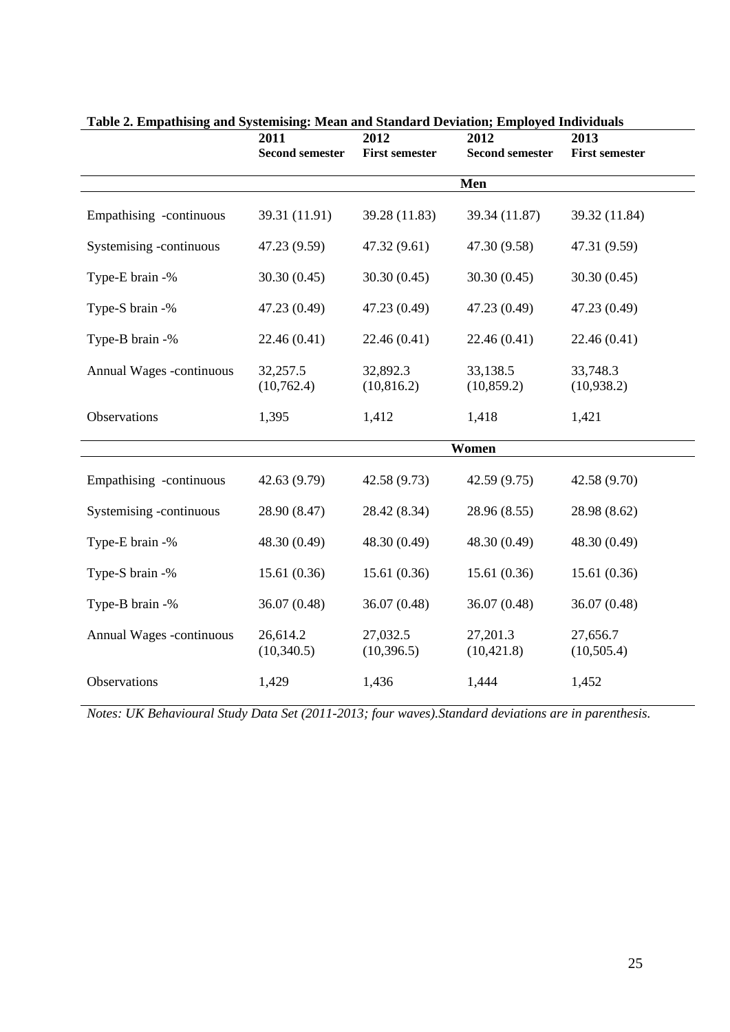**Table 2. Empathising and Systemising: Mean and Standard Deviation; Employed Individuals**

| | 2011 Second semester | 2012 First semester | 2012 Second semester | 2013 First semester |
|---|---|---|---|---|
| | **Men** | | | |
| Empathising -continuous | 39.31 (11.91) | 39.28 (11.83) | 39.34 (11.87) | 39.32 (11.84) |
| Systemising -continuous | 47.23 (9.59) | 47.32 (9.61) | 47.30 (9.58) | 47.31 (9.59) |
| Type-E brain -% | 30.30 (0.45) | 30.30 (0.45) | 30.30 (0.45) | 30.30 (0.45) |
| Type-S brain -% | 47.23 (0.49) | 47.23 (0.49) | 47.23 (0.49) | 47.23 (0.49) |
| Type-B brain -% | 22.46 (0.41) | 22.46 (0.41) | 22.46 (0.41) | 22.46 (0.41) |
| Annual Wages -continuous | 32,257.5 (10,762.4) | 32,892.3 (10,816.2) | 33,138.5 (10,859.2) | 33,748.3 (10,938.2) |
| Observations | 1,395 | 1,412 | 1,418 | 1,421 |
| | **Women** | | | |
| Empathising -continuous | 42.63 (9.79) | 42.58 (9.73) | 42.59 (9.75) | 42.58 (9.70) |
| Systemising -continuous | 28.90 (8.47) | 28.42 (8.34) | 28.96 (8.55) | 28.98 (8.62) |
| Type-E brain -% | 48.30 (0.49) | 48.30 (0.49) | 48.30 (0.49) | 48.30 (0.49) |
| Type-S brain -% | 15.61 (0.36) | 15.61 (0.36) | 15.61 (0.36) | 15.61 (0.36) |
| Type-B brain -% | 36.07 (0.48) | 36.07 (0.48) | 36.07 (0.48) | 36.07 (0.48) |
| Annual Wages -continuous | 26,614.2 (10,340.5) | 27,032.5 (10,396.5) | 27,201.3 (10,421.8) | 27,656.7 (10,505.4) |
| Observations | 1,429 | 1,436 | 1,444 | 1,452 |

*Notes: UK Behavioural Study Data Set (2011-2013; four waves).Standard deviations are in parenthesis.*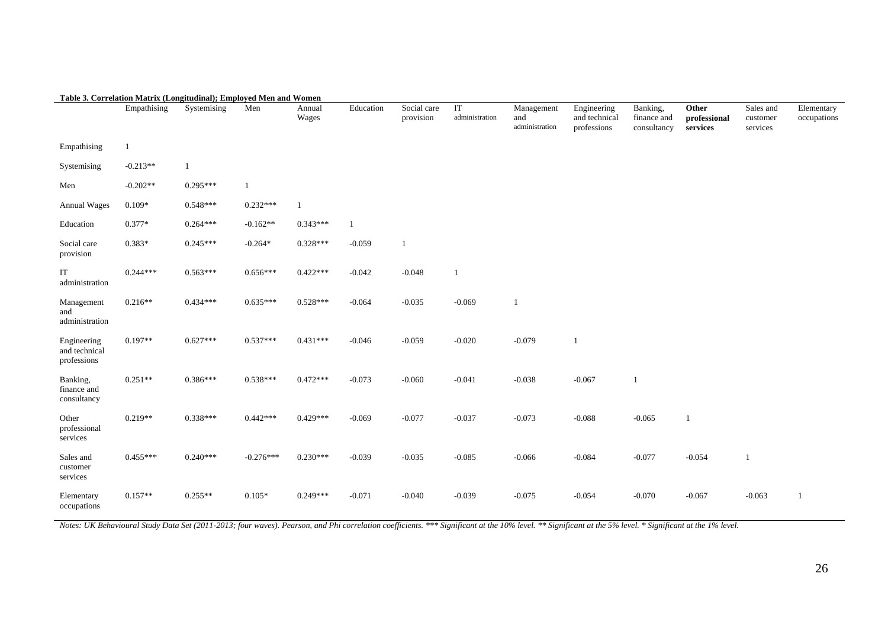**Table 3. Correlation Matrix (Longitudinal); Employed Men and Women**

| | Empathising | Systemising | Men | Annual Wages | Education | Social care provision | IT administration | Management and administration | Engineering and technical professions | Banking, finance and consultancy | **Other professional services** | Sales and customer services | Elementary occupations |
|---|---|---|---|---|---|---|---|---|---|---|---|---|---|
| Empathising | 1 | | | | | | | | | | | | |
| Systemising | -0.213** | 1 | | | | | | | | | | | |
| Men | -0.202** | 0.295*** | 1 | | | | | | | | | | |
| Annual Wages | 0.109* | 0.548*** | 0.232*** | 1 | | | | | | | | | |
| Education | 0.377* | 0.264*** | -0.162** | 0.343*** | 1 | | | | | | | | |
| Social care provision | 0.383* | 0.245*** | -0.264* | 0.328*** | -0.059 | 1 | | | | | | | |
| IT administration | 0.244*** | 0.563*** | 0.656*** | 0.422*** | -0.042 | -0.048 | 1 | | | | | | |
| Management and administration | 0.216** | 0.434*** | 0.635*** | 0.528*** | -0.064 | -0.035 | -0.069 | 1 | | | | | |
| Engineering and technical professions | 0.197** | 0.627*** | 0.537*** | 0.431*** | -0.046 | -0.059 | -0.020 | -0.079 | 1 | | | | |
| Banking, finance and consultancy | 0.251** | 0.386*** | 0.538*** | 0.472*** | -0.073 | -0.060 | -0.041 | -0.038 | -0.067 | 1 | | | |
| Other professional services | 0.219** | 0.338*** | 0.442*** | 0.429*** | -0.069 | -0.077 | -0.037 | -0.073 | -0.088 | -0.065 | 1 | | |
| Sales and customer services | 0.455*** | 0.240*** | -0.276*** | 0.230*** | -0.039 | -0.035 | -0.085 | -0.066 | -0.084 | -0.077 | -0.054 | 1 | |
| Elementary occupations | 0.157** | 0.255** | 0.105* | 0.249*** | -0.071 | -0.040 | -0.039 | -0.075 | -0.054 | -0.070 | -0.067 | -0.063 | 1 |

*Notes: UK Behavioural Study Data Set (2011-2013; four waves). Pearson, and Phi correlation coefficients. *** Significant at the 10% level. ** Significant at the 5% level. * Significant at the 1% level.*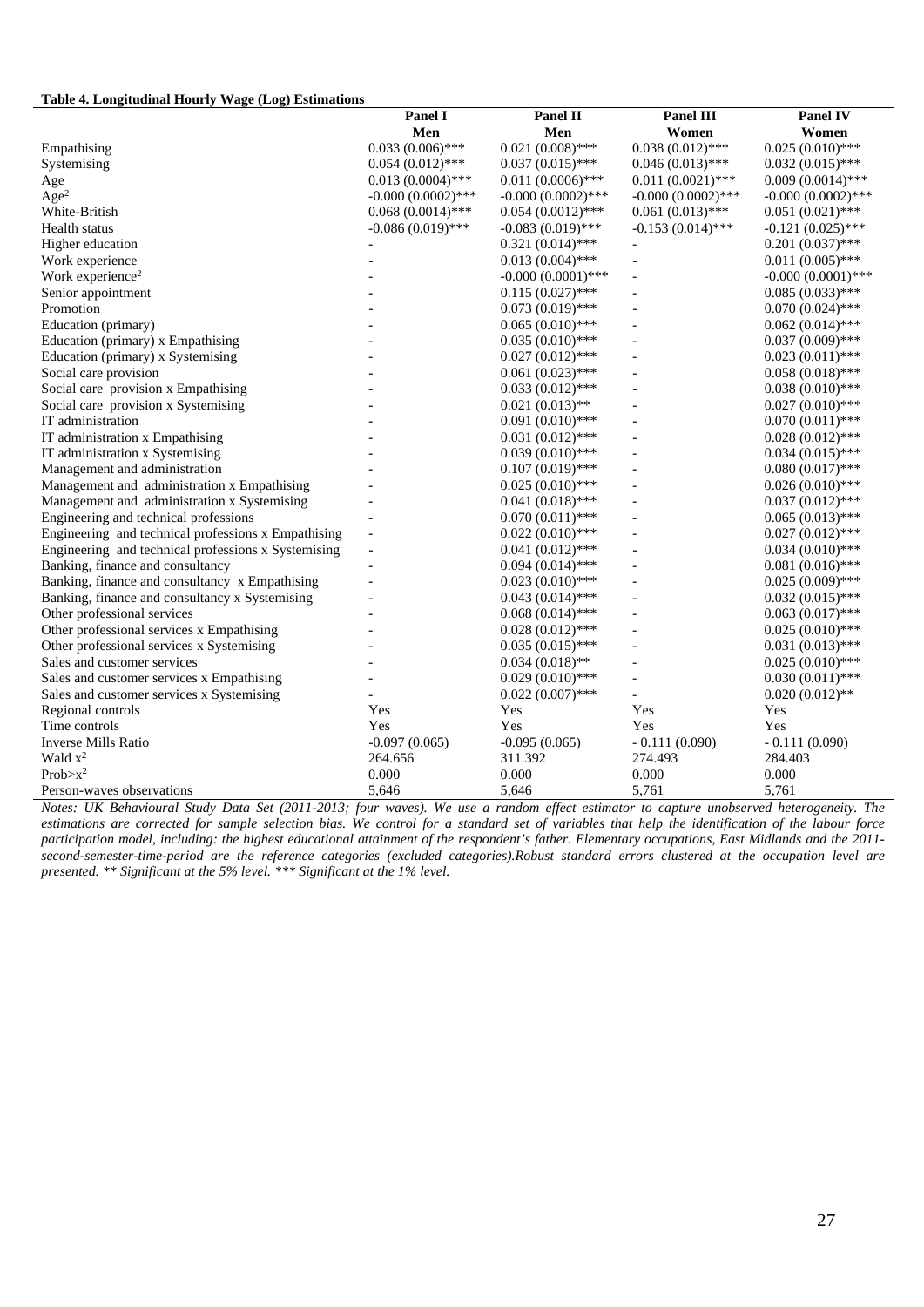**Table 4. Longitudinal Hourly Wage (Log) Estimations**

| | Panel I | Panel II | Panel III | Panel IV |
|---|---|---|---|---|
| | Men | Men | Women | Women |
| Empathising | 0.033 (0.006)*** | 0.021 (0.008)*** | 0.038 (0.012)*** | 0.025 (0.010)*** |
| Systemising | 0.054 (0.012)*** | 0.037 (0.015)*** | 0.046 (0.013)*** | 0.032 (0.015)*** |
| Age | 0.013 (0.0004)*** | 0.011 (0.0006)*** | 0.011 (0.0021)*** | 0.009 (0.0014)*** |
| Age$^2$ | -0.000 (0.0002)*** | -0.000 (0.0002)*** | -0.000 (0.0002)*** | -0.000 (0.0002)*** |
| White-British | 0.068 (0.0014)*** | 0.054 (0.0012)*** | 0.061 (0.013)*** | 0.051 (0.021)*** |
| Health status | -0.086 (0.019)*** | -0.083 (0.019)*** | -0.153 (0.014)*** | -0.121 (0.025)*** |
| Higher education | - | 0.321 (0.014)*** | - | 0.201 (0.037)*** |
| Work experience | - | 0.013 (0.004)*** | - | 0.011 (0.005)*** |
| Work experience$^2$ | - | -0.000 (0.0001)*** | - | -0.000 (0.0001)*** |
| Senior appointment | - | 0.115 (0.027)*** | - | 0.085 (0.033)*** |
| Promotion | - | 0.073 (0.019)*** | - | 0.070 (0.024)*** |
| Education (primary) | - | 0.065 (0.010)*** | - | 0.062 (0.014)*** |
| Education (primary) x Empathising | - | 0.035 (0.010)*** | - | 0.037 (0.009)*** |
| Education (primary) x Systemising | - | 0.027 (0.012)*** | - | 0.023 (0.011)*** |
| Social care provision | - | 0.061 (0.023)*** | - | 0.058 (0.018)*** |
| Social care provision x Empathising | - | 0.033 (0.012)*** | - | 0.038 (0.010)*** |
| Social care provision x Systemising | - | 0.021 (0.013)** | - | 0.027 (0.010)*** |
| IT administration | - | 0.091 (0.010)*** | - | 0.070 (0.011)*** |
| IT administration x Empathising | - | 0.031 (0.012)*** | - | 0.028 (0.012)*** |
| IT administration x Systemising | - | 0.039 (0.010)*** | - | 0.034 (0.015)*** |
| Management and administration | - | 0.107 (0.019)*** | - | 0.080 (0.017)*** |
| Management and administration x Empathising | - | 0.025 (0.010)*** | - | 0.026 (0.010)*** |
| Management and administration x Systemising | - | 0.041 (0.018)*** | - | 0.037 (0.012)*** |
| Engineering and technical professions | - | 0.070 (0.011)*** | - | 0.065 (0.013)*** |
| Engineering and technical professions x Empathising | - | 0.022 (0.010)*** | - | 0.027 (0.012)*** |
| Engineering and technical professions x Systemising | - | 0.041 (0.012)*** | - | 0.034 (0.010)*** |
| Banking, finance and consultancy | - | 0.094 (0.014)*** | - | 0.081 (0.016)*** |
| Banking, finance and consultancy x Empathising | - | 0.023 (0.010)*** | - | 0.025 (0.009)*** |
| Banking, finance and consultancy x Systemising | - | 0.043 (0.014)*** | - | 0.032 (0.015)*** |
| Other professional services | - | 0.068 (0.014)*** | - | 0.063 (0.017)*** |
| Other professional services x Empathising | - | 0.028 (0.012)*** | - | 0.025 (0.010)*** |
| Other professional services x Systemising | - | 0.035 (0.015)*** | - | 0.031 (0.013)*** |
| Sales and customer services | - | 0.034 (0.018)** | - | 0.025 (0.010)*** |
| Sales and customer services x Empathising | - | 0.029 (0.010)*** | - | 0.030 (0.011)*** |
| Sales and customer services x Systemising | - | 0.022 (0.007)*** | - | 0.020 (0.012)** |
| Regional controls | Yes | Yes | Yes | Yes |
| Time controls | Yes | Yes | Yes | Yes |
| Inverse Mills Ratio | -0.097 (0.065) | -0.095 (0.065) | - 0.111 (0.090) | - 0.111 (0.090) |
| Wald $x^2$ | 264.656 | 311.392 | 274.493 | 284.403 |
| Prob>$x^2$ | 0.000 | 0.000 | 0.000 | 0.000 |
| Person-waves observations | 5,646 | 5,646 | 5,761 | 5,761 |

*Notes: UK Behavioural Study Data Set (2011-2013; four waves). We use a random effect estimator to capture unobserved heterogeneity. The estimations are corrected for sample selection bias. We control for a standard set of variables that help the identification of the labour force participation model, including: the highest educational attainment of the respondent's father. Elementary occupations, East Midlands and the 2011-second-semester-time-period are the reference categories (excluded categories).Robust standard errors clustered at the occupation level are presented. ** Significant at the 5% level. *** Significant at the 1% level.*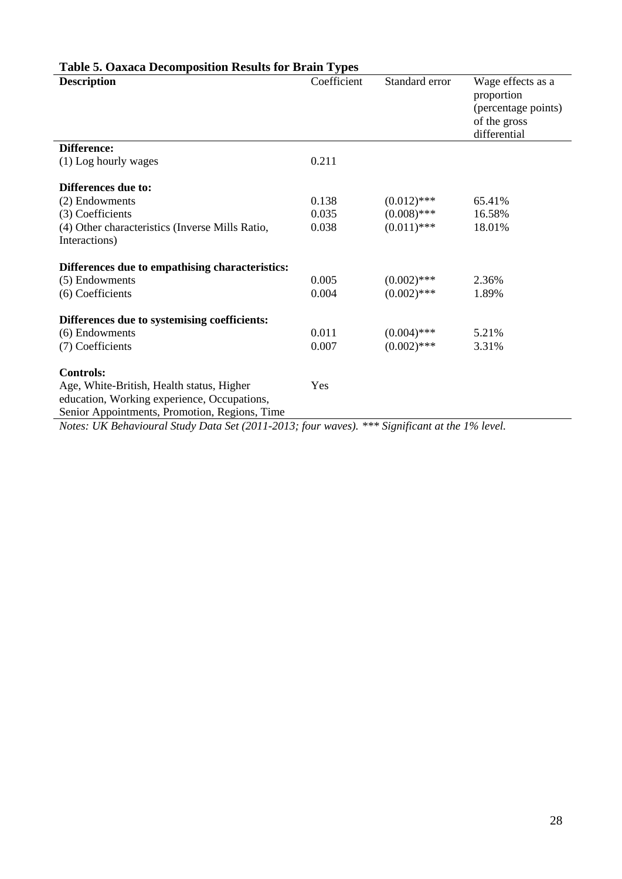**Table 5. Oaxaca Decomposition Results for Brain Types**

| Description | Coefficient | Standard error | Wage effects as a proportion (percentage points) of the gross differential |
|---|---|---|---|
| **Difference:** | | | |
| (1) Log hourly wages | 0.211 | | |
| **Differences due to:** | | | |
| (2) Endowments | 0.138 | (0.012)*** | 65.41% |
| (3) Coefficients | 0.035 | (0.008)*** | 16.58% |
| (4) Other characteristics (Inverse Mills Ratio, Interactions) | 0.038 | (0.011)*** | 18.01% |
| **Differences due to empathising characteristics:** | | | |
| (5) Endowments | 0.005 | (0.002)*** | 2.36% |
| (6) Coefficients | 0.004 | (0.002)*** | 1.89% |
| **Differences due to systemising coefficients:** | | | |
| (6) Endowments | 0.011 | (0.004)*** | 5.21% |
| (7) Coefficients | 0.007 | (0.002)*** | 3.31% |
| **Controls:** | | | |
| Age, White-British, Health status, Higher education, Working experience, Occupations, Senior Appointments, Promotion, Regions, Time | Yes | | |

*Notes: UK Behavioural Study Data Set (2011-2013; four waves). *** Significant at the 1% level.*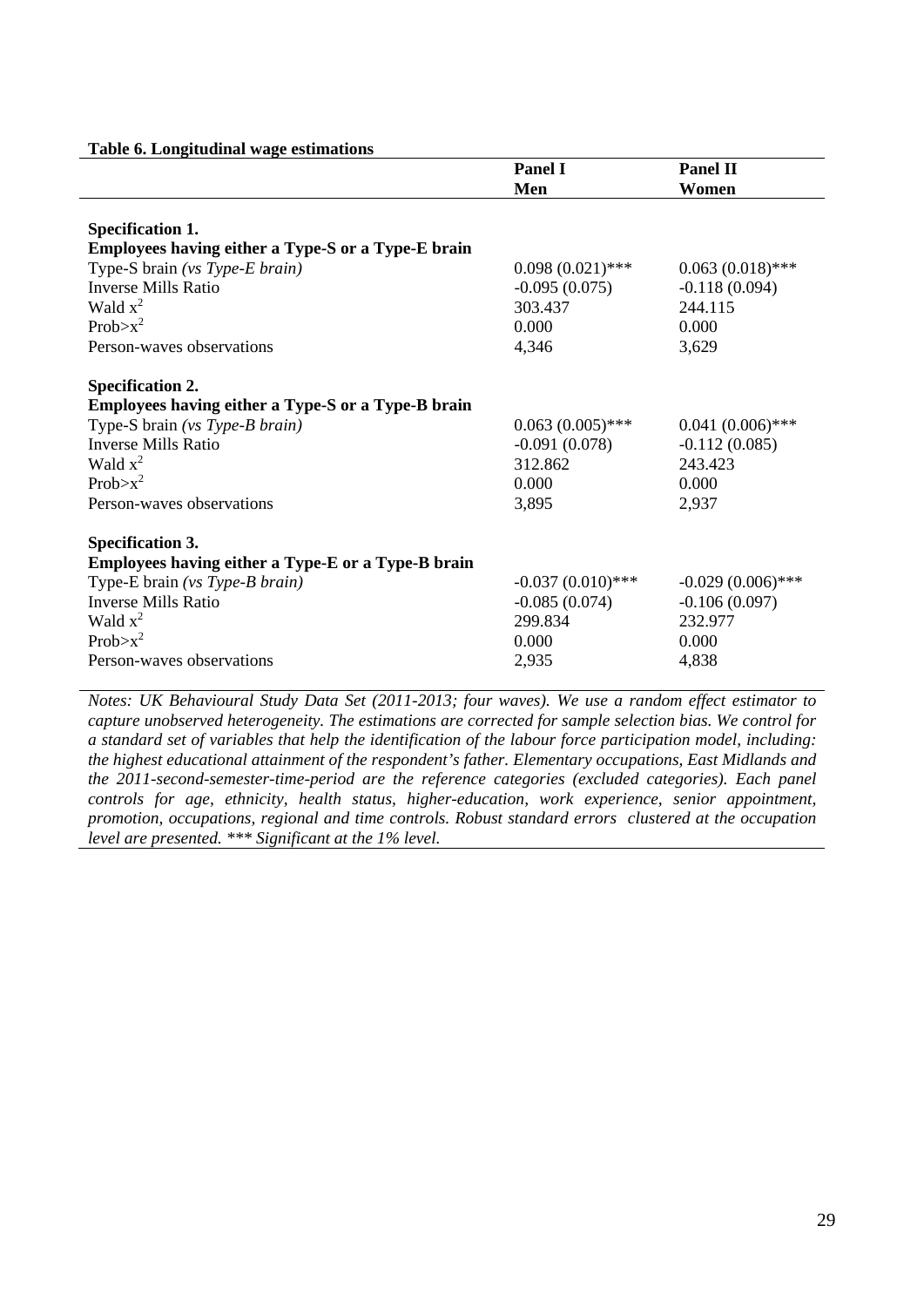**Table 6. Longitudinal wage estimations**

| | **Panel I** **Men** | **Panel II** **Women** |
|---|---|---|
| **Specification 1.** | | |
| **Employees having either a Type-S or a Type-E brain** | | |
| Type-S brain *(vs Type-E brain)* | 0.098 (0.021)*** | 0.063 (0.018)*** |
| Inverse Mills Ratio | -0.095 (0.075) | -0.118 (0.094) |
| Wald $x^2$ | 303.437 | 244.115 |
| Prob>$x^2$ | 0.000 | 0.000 |
| Person-waves observations | 4,346 | 3,629 |
| **Specification 2.** | | |
| **Employees having either a Type-S or a Type-B brain** | | |
| Type-S brain *(vs Type-B brain)* | 0.063 (0.005)*** | 0.041 (0.006)*** |
| Inverse Mills Ratio | -0.091 (0.078) | -0.112 (0.085) |
| Wald $x^2$ | 312.862 | 243.423 |
| Prob>$x^2$ | 0.000 | 0.000 |
| Person-waves observations | 3,895 | 2,937 |
| **Specification 3.** | | |
| **Employees having either a Type-E or a Type-B brain** | | |
| Type-E brain *(vs Type-B brain)* | -0.037 (0.010)*** | -0.029 (0.006)*** |
| Inverse Mills Ratio | -0.085 (0.074) | -0.106 (0.097) |
| Wald $x^2$ | 299.834 | 232.977 |
| Prob>$x^2$ | 0.000 | 0.000 |
| Person-waves observations | 2,935 | 4,838 |

*Notes: UK Behavioural Study Data Set (2011-2013; four waves). We use a random effect estimator to capture unobserved heterogeneity. The estimations are corrected for sample selection bias. We control for a standard set of variables that help the identification of the labour force participation model, including: the highest educational attainment of the respondent's father. Elementary occupations, East Midlands and the 2011-second-semester-time-period are the reference categories (excluded categories). Each panel controls for age, ethnicity, health status, higher-education, work experience, senior appointment, promotion, occupations, regional and time controls. Robust standard errors clustered at the occupation level are presented. *** Significant at the 1% level.*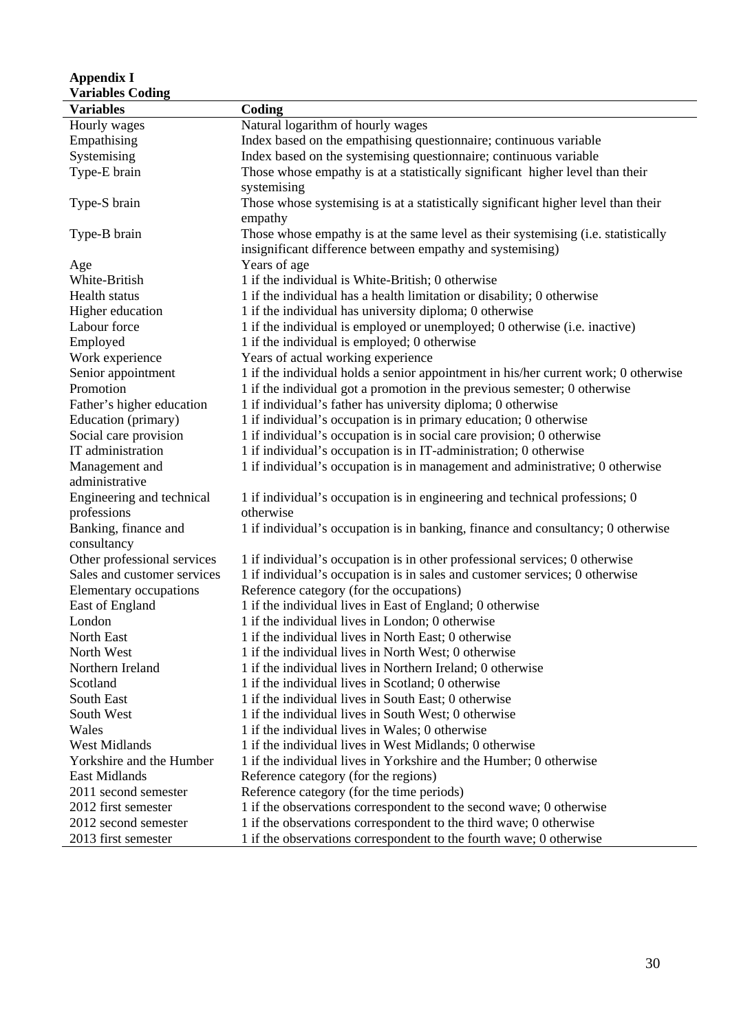**Appendix I**
**Variables Coding**

| Variables | Coding |
|---|---|
| Hourly wages | Natural logarithm of hourly wages |
| Empathising | Index based on the empathising questionnaire; continuous variable |
| Systemising | Index based on the systemising questionnaire; continuous variable |
| Type-E brain | Those whose empathy is at a statistically significant higher level than their systemising |
| Type-S brain | Those whose systemising is at a statistically significant higher level than their empathy |
| Type-B brain | Those whose empathy is at the same level as their systemising (i.e. statistically insignificant difference between empathy and systemising) |
| Age | Years of age |
| White-British | 1 if the individual is White-British; 0 otherwise |
| Health status | 1 if the individual has a health limitation or disability; 0 otherwise |
| Higher education | 1 if the individual has university diploma; 0 otherwise |
| Labour force | 1 if the individual is employed or unemployed; 0 otherwise (i.e. inactive) |
| Employed | 1 if the individual is employed; 0 otherwise |
| Work experience | Years of actual working experience |
| Senior appointment | 1 if the individual holds a senior appointment in his/her current work; 0 otherwise |
| Promotion | 1 if the individual got a promotion in the previous semester; 0 otherwise |
| Father's higher education | 1 if individual's father has university diploma; 0 otherwise |
| Education (primary) | 1 if individual's occupation is in primary education; 0 otherwise |
| Social care provision | 1 if individual's occupation is in social care provision; 0 otherwise |
| IT administration | 1 if individual's occupation is in IT-administration; 0 otherwise |
| Management and administrative | 1 if individual's occupation is in management and administrative; 0 otherwise |
| Engineering and technical professions | 1 if individual's occupation is in engineering and technical professions; 0 otherwise |
| Banking, finance and consultancy | 1 if individual's occupation is in banking, finance and consultancy; 0 otherwise |
| Other professional services | 1 if individual's occupation is in other professional services; 0 otherwise |
| Sales and customer services | 1 if individual's occupation is in sales and customer services; 0 otherwise |
| Elementary occupations | Reference category (for the occupations) |
| East of England | 1 if the individual lives in East of England; 0 otherwise |
| London | 1 if the individual lives in London; 0 otherwise |
| North East | 1 if the individual lives in North East; 0 otherwise |
| North West | 1 if the individual lives in North West; 0 otherwise |
| Northern Ireland | 1 if the individual lives in Northern Ireland; 0 otherwise |
| Scotland | 1 if the individual lives in Scotland; 0 otherwise |
| South East | 1 if the individual lives in South East; 0 otherwise |
| South West | 1 if the individual lives in South West; 0 otherwise |
| Wales | 1 if the individual lives in Wales; 0 otherwise |
| West Midlands | 1 if the individual lives in West Midlands; 0 otherwise |
| Yorkshire and the Humber | 1 if the individual lives in Yorkshire and the Humber; 0 otherwise |
| East Midlands | Reference category (for the regions) |
| 2011 second semester | Reference category (for the time periods) |
| 2012 first semester | 1 if the observations correspondent to the second wave; 0 otherwise |
| 2012 second semester | 1 if the observations correspondent to the third wave; 0 otherwise |
| 2013 first semester | 1 if the observations correspondent to the fourth wave; 0 otherwise |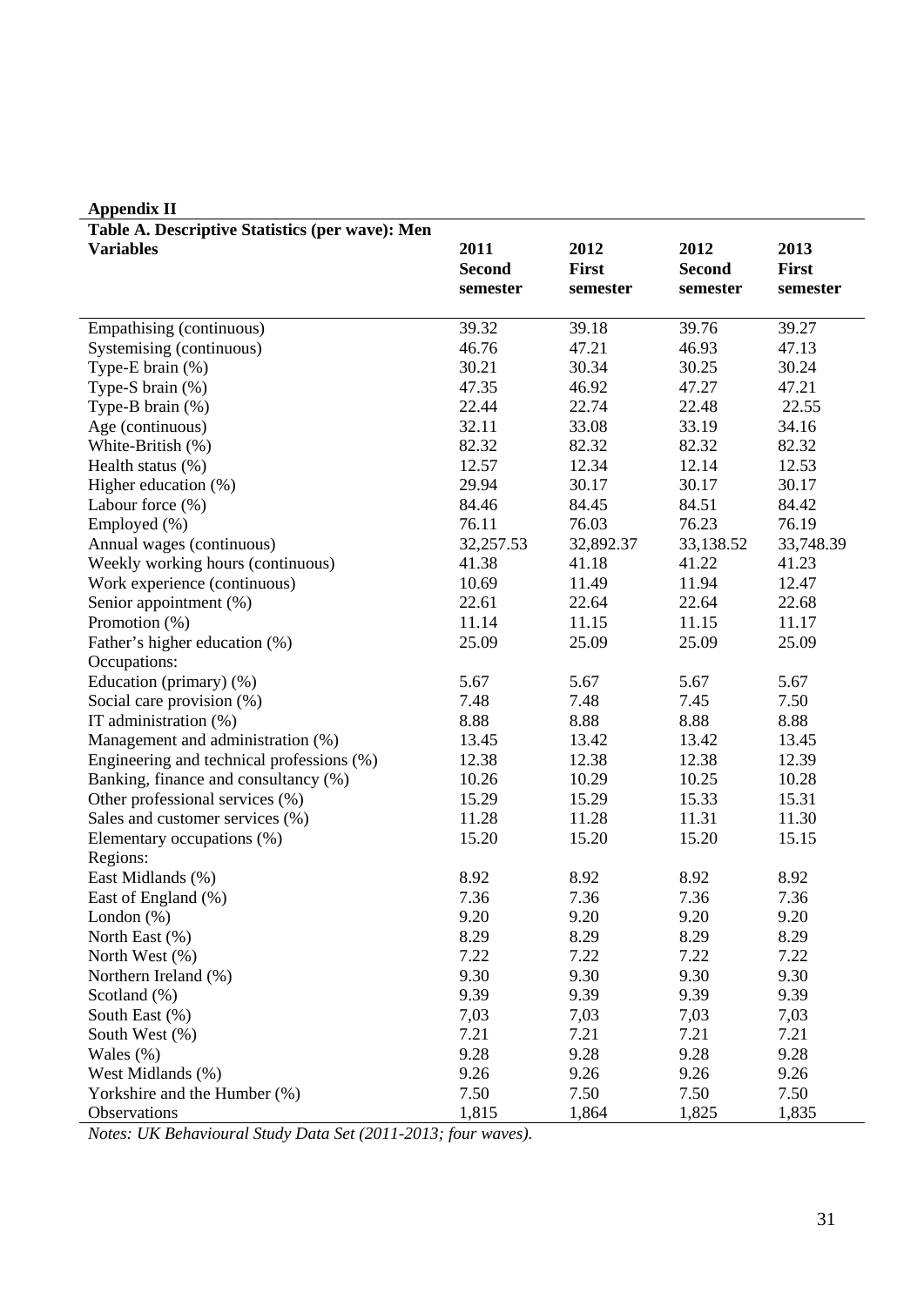**Appendix II**

**Table A. Descriptive Statistics (per wave): Men**

| **Variables** | **2011 Second semester** | **2012 First semester** | **2012 Second semester** | **2013 First semester** |
|---|---|---|---|---|
| Empathising (continuous) | 39.32 | 39.18 | 39.76 | 39.27 |
| Systemising (continuous) | 46.76 | 47.21 | 46.93 | 47.13 |
| Type-E brain (%) | 30.21 | 30.34 | 30.25 | 30.24 |
| Type-S brain (%) | 47.35 | 46.92 | 47.27 | 47.21 |
| Type-B brain (%) | 22.44 | 22.74 | 22.48 | 22.55 |
| Age (continuous) | 32.11 | 33.08 | 33.19 | 34.16 |
| White-British (%) | 82.32 | 82.32 | 82.32 | 82.32 |
| Health status (%) | 12.57 | 12.34 | 12.14 | 12.53 |
| Higher education (%) | 29.94 | 30.17 | 30.17 | 30.17 |
| Labour force (%) | 84.46 | 84.45 | 84.51 | 84.42 |
| Employed (%) | 76.11 | 76.03 | 76.23 | 76.19 |
| Annual wages (continuous) | 32,257.53 | 32,892.37 | 33,138.52 | 33,748.39 |
| Weekly working hours (continuous) | 41.38 | 41.18 | 41.22 | 41.23 |
| Work experience (continuous) | 10.69 | 11.49 | 11.94 | 12.47 |
| Senior appointment (%) | 22.61 | 22.64 | 22.64 | 22.68 |
| Promotion (%) | 11.14 | 11.15 | 11.15 | 11.17 |
| Father's higher education (%) | 25.09 | 25.09 | 25.09 | 25.09 |
| Occupations: | | | | |
| Education (primary) (%) | 5.67 | 5.67 | 5.67 | 5.67 |
| Social care provision (%) | 7.48 | 7.48 | 7.45 | 7.50 |
| IT administration (%) | 8.88 | 8.88 | 8.88 | 8.88 |
| Management and administration (%) | 13.45 | 13.42 | 13.42 | 13.45 |
| Engineering and technical professions (%) | 12.38 | 12.38 | 12.38 | 12.39 |
| Banking, finance and consultancy (%) | 10.26 | 10.29 | 10.25 | 10.28 |
| Other professional services (%) | 15.29 | 15.29 | 15.33 | 15.31 |
| Sales and customer services (%) | 11.28 | 11.28 | 11.31 | 11.30 |
| Elementary occupations (%) | 15.20 | 15.20 | 15.20 | 15.15 |
| Regions: | | | | |
| East Midlands (%) | 8.92 | 8.92 | 8.92 | 8.92 |
| East of England (%) | 7.36 | 7.36 | 7.36 | 7.36 |
| London (%) | 9.20 | 9.20 | 9.20 | 9.20 |
| North East (%) | 8.29 | 8.29 | 8.29 | 8.29 |
| North West (%) | 7.22 | 7.22 | 7.22 | 7.22 |
| Northern Ireland (%) | 9.30 | 9.30 | 9.30 | 9.30 |
| Scotland (%) | 9.39 | 9.39 | 9.39 | 9.39 |
| South East (%) | 7,03 | 7,03 | 7,03 | 7,03 |
| South West (%) | 7.21 | 7.21 | 7.21 | 7.21 |
| Wales (%) | 9.28 | 9.28 | 9.28 | 9.28 |
| West Midlands (%) | 9.26 | 9.26 | 9.26 | 9.26 |
| Yorkshire and the Humber (%) | 7.50 | 7.50 | 7.50 | 7.50 |
| Observations | 1,815 | 1,864 | 1,825 | 1,835 |

*Notes: UK Behavioural Study Data Set (2011-2013; four waves).*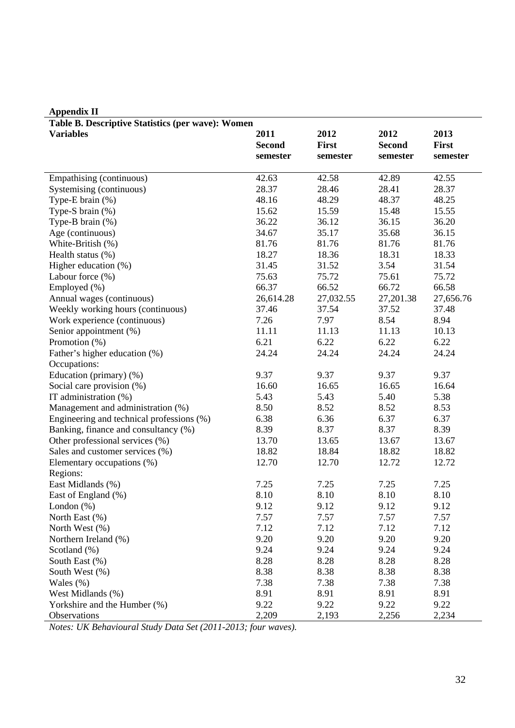**Appendix II**

**Table B. Descriptive Statistics (per wave): Women**

| **Variables** | **2011 Second semester** | **2012 First semester** | **2012 Second semester** | **2013 First semester** |
|---|---|---|---|---|
| Empathising (continuous) | 42.63 | 42.58 | 42.89 | 42.55 |
| Systemising (continuous) | 28.37 | 28.46 | 28.41 | 28.37 |
| Type-E brain (%) | 48.16 | 48.29 | 48.37 | 48.25 |
| Type-S brain (%) | 15.62 | 15.59 | 15.48 | 15.55 |
| Type-B brain (%) | 36.22 | 36.12 | 36.15 | 36.20 |
| Age (continuous) | 34.67 | 35.17 | 35.68 | 36.15 |
| White-British (%) | 81.76 | 81.76 | 81.76 | 81.76 |
| Health status (%) | 18.27 | 18.36 | 18.31 | 18.33 |
| Higher education (%) | 31.45 | 31.52 | 3.54 | 31.54 |
| Labour force (%) | 75.63 | 75.72 | 75.61 | 75.72 |
| Employed (%) | 66.37 | 66.52 | 66.72 | 66.58 |
| Annual wages (continuous) | 26,614.28 | 27,032.55 | 27,201.38 | 27,656.76 |
| Weekly working hours (continuous) | 37.46 | 37.54 | 37.52 | 37.48 |
| Work experience (continuous) | 7.26 | 7.97 | 8.54 | 8.94 |
| Senior appointment (%) | 11.11 | 11.13 | 11.13 | 10.13 |
| Promotion (%) | 6.21 | 6.22 | 6.22 | 6.22 |
| Father's higher education (%) | 24.24 | 24.24 | 24.24 | 24.24 |
| Occupations: | | | | |
| Education (primary) (%) | 9.37 | 9.37 | 9.37 | 9.37 |
| Social care provision (%) | 16.60 | 16.65 | 16.65 | 16.64 |
| IT administration (%) | 5.43 | 5.43 | 5.40 | 5.38 |
| Management and administration (%) | 8.50 | 8.52 | 8.52 | 8.53 |
| Engineering and technical professions (%) | 6.38 | 6.36 | 6.37 | 6.37 |
| Banking, finance and consultancy (%) | 8.39 | 8.37 | 8.37 | 8.39 |
| Other professional services (%) | 13.70 | 13.65 | 13.67 | 13.67 |
| Sales and customer services (%) | 18.82 | 18.84 | 18.82 | 18.82 |
| Elementary occupations (%) | 12.70 | 12.70 | 12.72 | 12.72 |
| Regions: | | | | |
| East Midlands (%) | 7.25 | 7.25 | 7.25 | 7.25 |
| East of England (%) | 8.10 | 8.10 | 8.10 | 8.10 |
| London (%) | 9.12 | 9.12 | 9.12 | 9.12 |
| North East (%) | 7.57 | 7.57 | 7.57 | 7.57 |
| North West (%) | 7.12 | 7.12 | 7.12 | 7.12 |
| Northern Ireland (%) | 9.20 | 9.20 | 9.20 | 9.20 |
| Scotland (%) | 9.24 | 9.24 | 9.24 | 9.24 |
| South East (%) | 8.28 | 8.28 | 8.28 | 8.28 |
| South West (%) | 8.38 | 8.38 | 8.38 | 8.38 |
| Wales (%) | 7.38 | 7.38 | 7.38 | 7.38 |
| West Midlands (%) | 8.91 | 8.91 | 8.91 | 8.91 |
| Yorkshire and the Humber (%) | 9.22 | 9.22 | 9.22 | 9.22 |
| Observations | 2,209 | 2,193 | 2,256 | 2,234 |

*Notes: UK Behavioural Study Data Set (2011-2013; four waves).*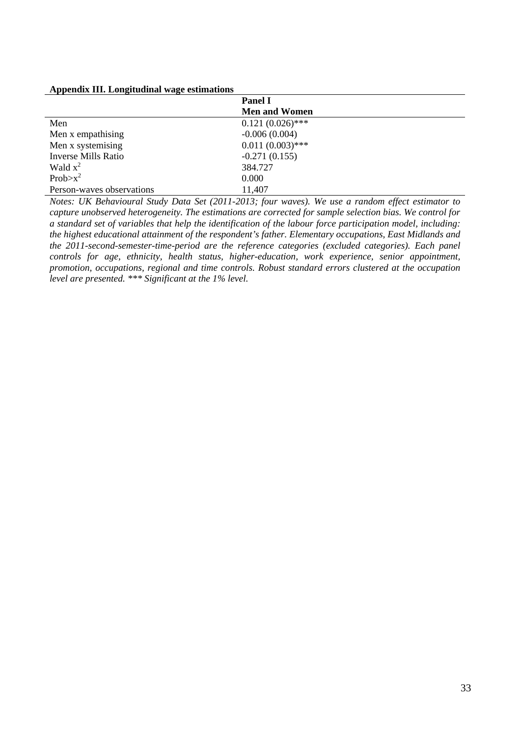**Appendix III. Longitudinal wage estimations**

| | **Panel I** |
|---|---|
| | **Men and Women** |
| Men | 0.121 (0.026)*** |
| Men x empathising | -0.006 (0.004) |
| Men x systemising | 0.011 (0.003)*** |
| Inverse Mills Ratio | -0.271 (0.155) |
| Wald $x^2$ | 384.727 |
| Prob>$x^2$ | 0.000 |
| Person-waves observations | 11,407 |

*Notes: UK Behavioural Study Data Set (2011-2013; four waves). We use a random effect estimator to capture unobserved heterogeneity. The estimations are corrected for sample selection bias. We control for a standard set of variables that help the identification of the labour force participation model, including: the highest educational attainment of the respondent's father. Elementary occupations, East Midlands and the 2011-second-semester-time-period are the reference categories (excluded categories). Each panel controls for age, ethnicity, health status, higher-education, work experience, senior appointment, promotion, occupations, regional and time controls. Robust standard errors clustered at the occupation level are presented. *** Significant at the 1% level.*